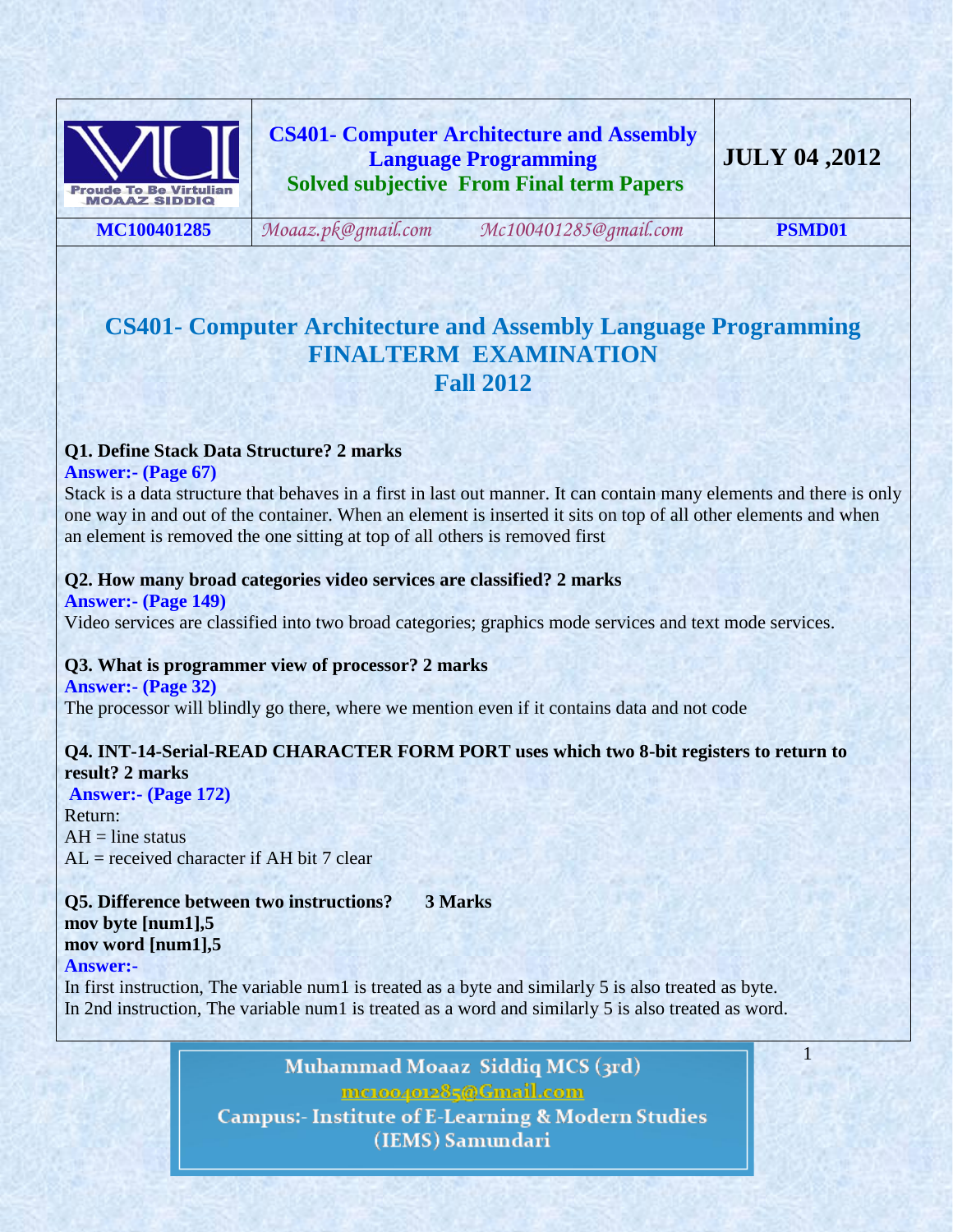| | CS401- Computer Architecture and Assembly Language Programming<br>Solved subjective From Final term Papers | JULY 04 ,2012 |
| --- | --- | --- |
| MC100401285 | Moaaz.pk@gmail.com Mc100401285@gmail.com | PSMD01 |

# CS401- Computer Architecture and Assembly Language Programming
## FINALTERM EXAMINATION
## Fall 2012

**Q1. Define Stack Data Structure? 2 marks**

**Answer:- (Page 67)**

Stack is a data structure that behaves in a first in last out manner. It can contain many elements and there is only one way in and out of the container. When an element is inserted it sits on top of all other elements and when an element is removed the one sitting at top of all others is removed first

**Q2. How many broad categories video services are classified? 2 marks**

**Answer:- (Page 149)**

Video services are classified into two broad categories; graphics mode services and text mode services.

**Q3. What is programmer view of processor? 2 marks**

**Answer:- (Page 32)**

The processor will blindly go there, where we mention even if it contains data and not code

**Q4. INT-14-Serial-READ CHARACTER FORM PORT uses which two 8-bit registers to return to result? 2 marks**

**Answer:- (Page 172)**

Return:
AH = line status
AL = received character if AH bit 7 clear

**Q5. Difference between two instructions? 3 Marks**
**mov byte [num1],5**
**mov word [num1],5**

**Answer:-**

In first instruction, The variable num1 is treated as a byte and similarly 5 is also treated as byte.
In 2nd instruction, The variable num1 is treated as a word and similarly 5 is also treated as word.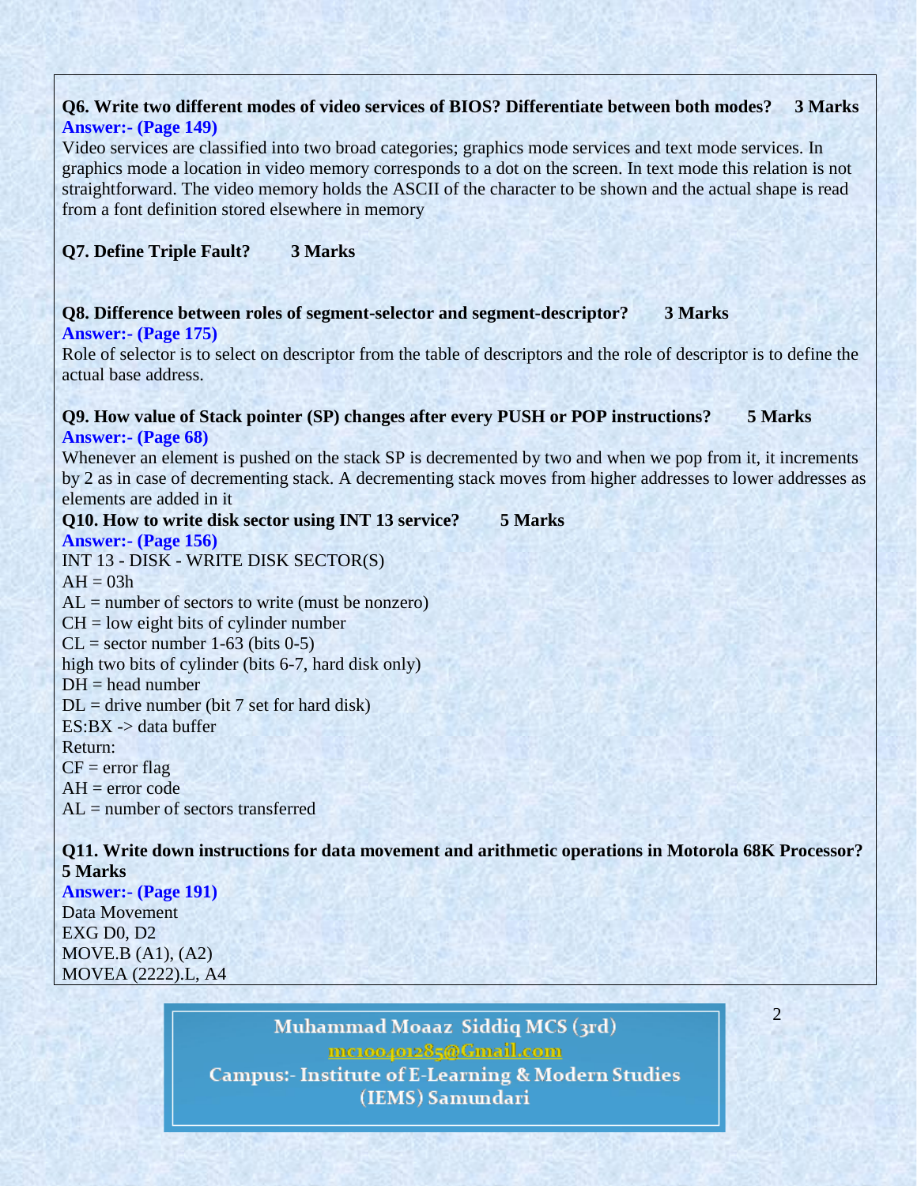**Q6. Write two different modes of video services of BIOS? Differentiate between both modes? 3 Marks**

**Answer:- (Page 149)**

Video services are classified into two broad categories; graphics mode services and text mode services. In graphics mode a location in video memory corresponds to a dot on the screen. In text mode this relation is not straightforward. The video memory holds the ASCII of the character to be shown and the actual shape is read from a font definition stored elsewhere in memory

**Q7. Define Triple Fault? 3 Marks**

**Q8. Difference between roles of segment-selector and segment-descriptor? 3 Marks**

**Answer:- (Page 175)**

Role of selector is to select on descriptor from the table of descriptors and the role of descriptor is to define the actual base address.

**Q9. How value of Stack pointer (SP) changes after every PUSH or POP instructions? 5 Marks**

**Answer:- (Page 68)**

Whenever an element is pushed on the stack SP is decremented by two and when we pop from it, it increments by 2 as in case of decrementing stack. A decrementing stack moves from higher addresses to lower addresses as elements are added in it

**Q10. How to write disk sector using INT 13 service? 5 Marks**

**Answer:- (Page 156)**

INT 13 - DISK - WRITE DISK SECTOR(S)
AH = 03h
AL = number of sectors to write (must be nonzero)
CH = low eight bits of cylinder number
CL = sector number 1-63 (bits 0-5)
high two bits of cylinder (bits 6-7, hard disk only)
DH = head number
DL = drive number (bit 7 set for hard disk)
ES:BX -> data buffer
Return:
CF = error flag
AH = error code
AL = number of sectors transferred

**Q11. Write down instructions for data movement and arithmetic operations in Motorola 68K Processor? 5 Marks**

**Answer:- (Page 191)**

Data Movement
EXG D0, D2
MOVE.B (A1), (A2)
MOVEA (2222).L, A4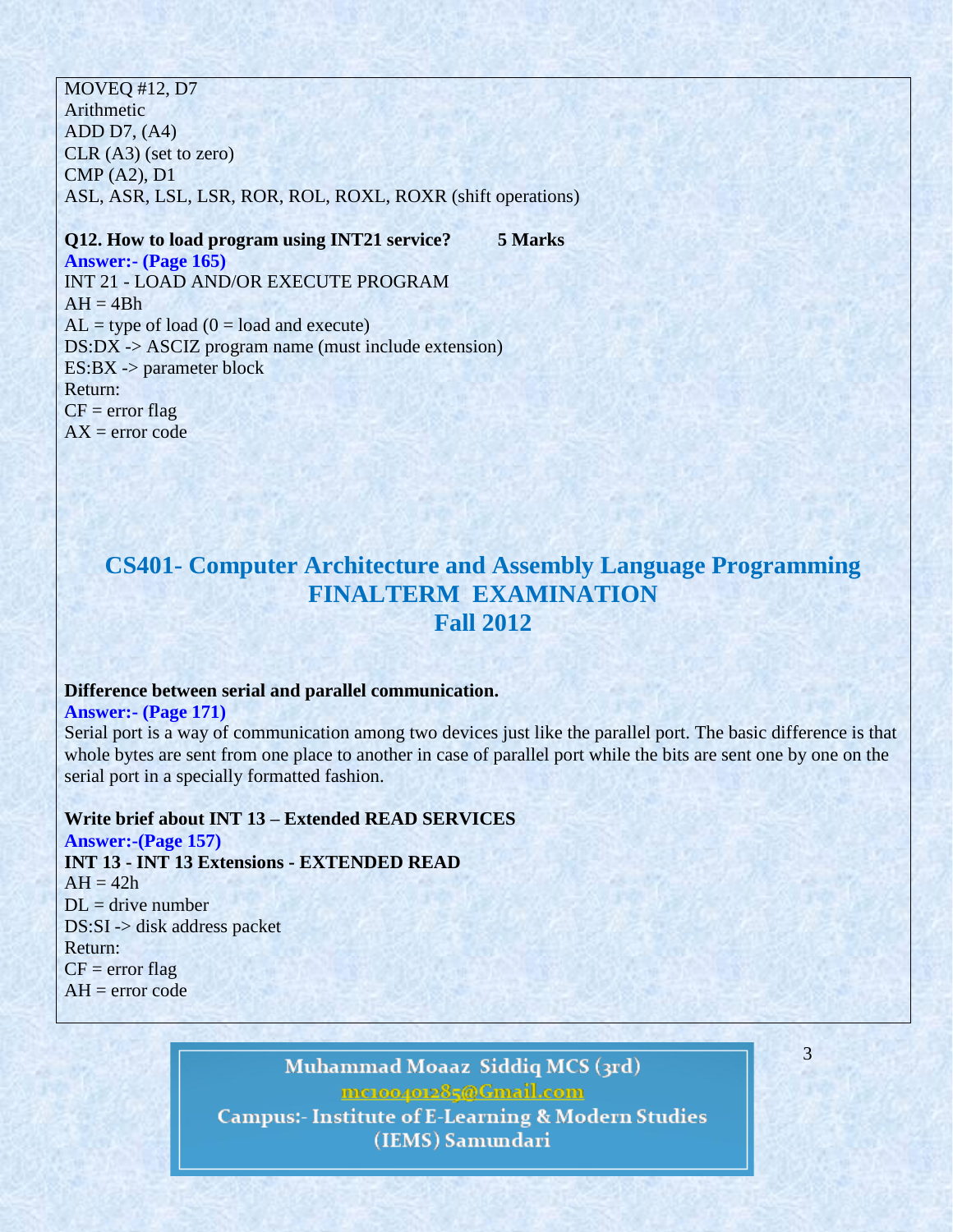MOVEQ #12, D7
Arithmetic
ADD D7, (A4)
CLR (A3) (set to zero)
CMP (A2), D1
ASL, ASR, LSL, LSR, ROR, ROL, ROXL, ROXR (shift operations)

**Q12. How to load program using INT21 service? 5 Marks**

**Answer:- (Page 165)**

INT 21 - LOAD AND/OR EXECUTE PROGRAM
AH = 4Bh
AL = type of load (0 = load and execute)
DS:DX -> ASCIZ program name (must include extension)
ES:BX -> parameter block
Return:
CF = error flag
AX = error code

# CS401- Computer Architecture and Assembly Language Programming
## FINALTERM EXAMINATION
## Fall 2012

**Difference between serial and parallel communication.**

**Answer:- (Page 171)**

Serial port is a way of communication among two devices just like the parallel port. The basic difference is that whole bytes are sent from one place to another in case of parallel port while the bits are sent one by one on the serial port in a specially formatted fashion.

**Write brief about INT 13 – Extended READ SERVICES**

**Answer:-(Page 157)**

**INT 13 - INT 13 Extensions - EXTENDED READ**
AH = 42h
DL = drive number
DS:SI -> disk address packet
Return:
CF = error flag
AH = error code

Muhammad Moaaz Siddiq MCS (3rd)
mc100401285@Gmail.com
Campus:- Institute of E-Learning & Modern Studies (IEMS) Samundari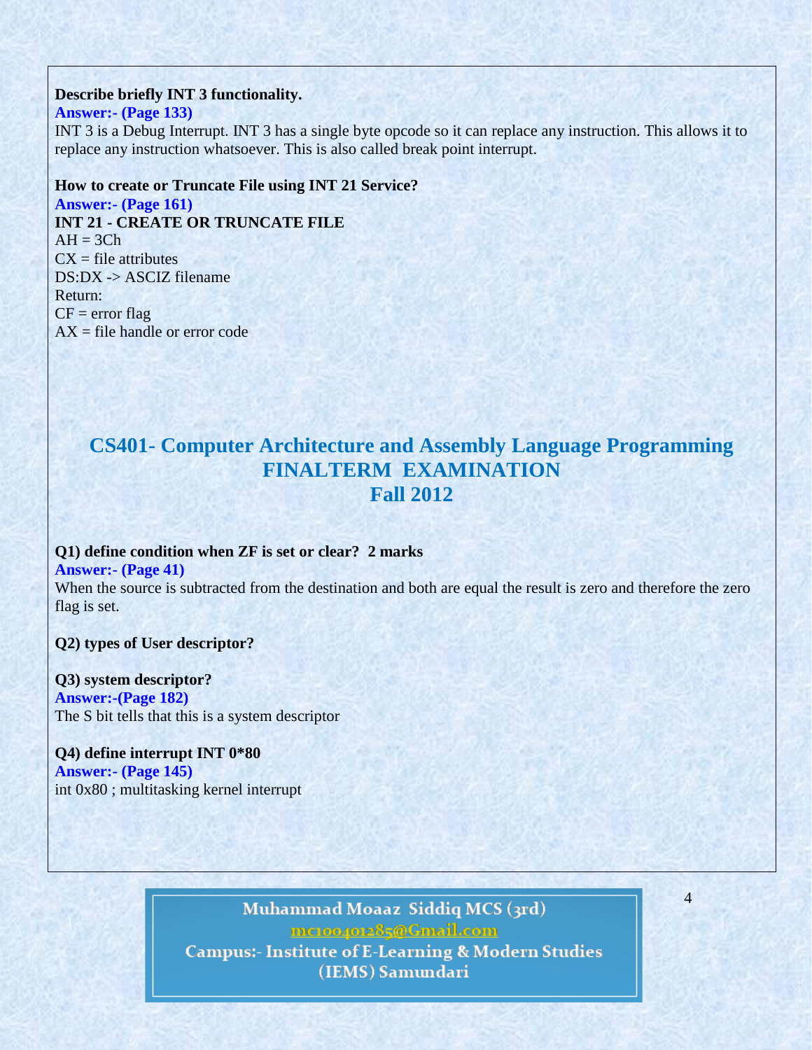**Describe briefly INT 3 functionality.**

**Answer:- (Page 133)**

INT 3 is a Debug Interrupt. INT 3 has a single byte opcode so it can replace any instruction. This allows it to replace any instruction whatsoever. This is also called break point interrupt.

**How to create or Truncate File using INT 21 Service?**

**Answer:- (Page 161)**

**INT 21 - CREATE OR TRUNCATE FILE**

AH = 3Ch
CX = file attributes
DS:DX -> ASCIZ filename
Return:
CF = error flag
AX = file handle or error code

# CS401- Computer Architecture and Assembly Language Programming
# FINALTERM EXAMINATION
# Fall 2012

**Q1) define condition when ZF is set or clear? 2 marks**

**Answer:- (Page 41)**

When the source is subtracted from the destination and both are equal the result is zero and therefore the zero flag is set.

**Q2) types of User descriptor?**

**Q3) system descriptor?**

**Answer:-(Page 182)**

The S bit tells that this is a system descriptor

**Q4) define interrupt INT 0*80**

**Answer:- (Page 145)**

int 0x80 ; multitasking kernel interrupt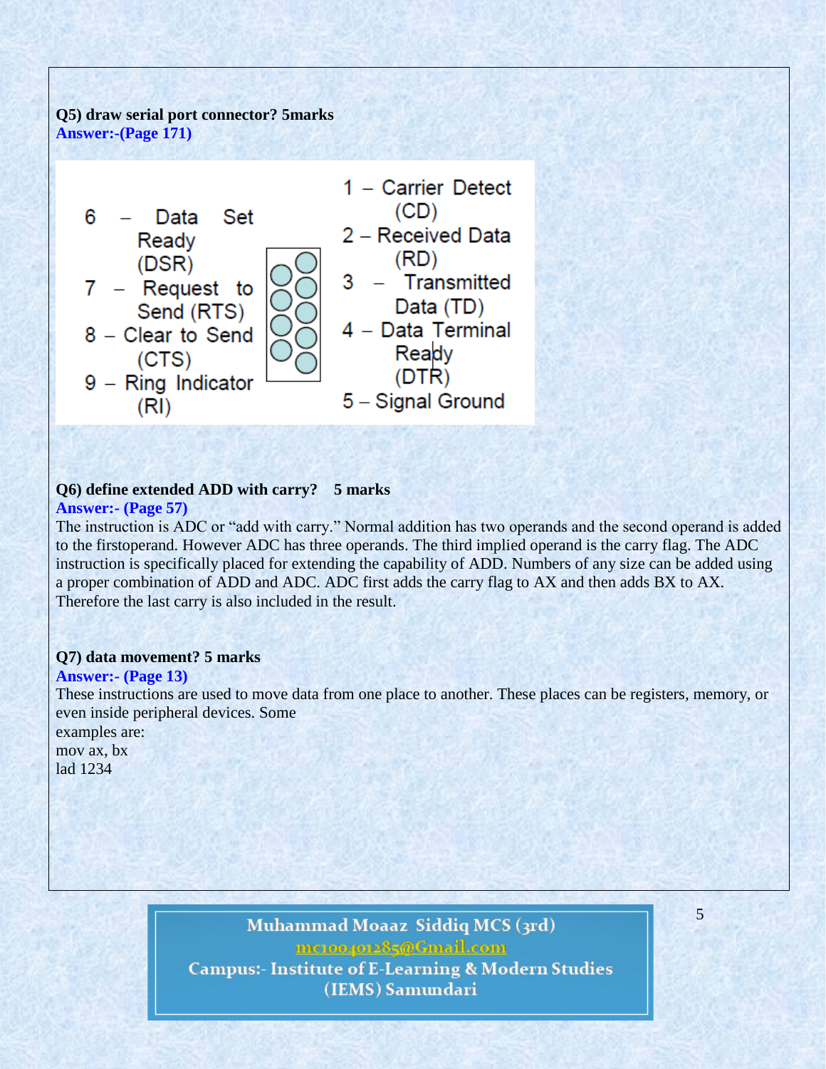**Q5) draw serial port connector? 5marks**

**Answer:-(Page 171)**

6 – Data Set Ready (DSR)
7 – Request to Send (RTS)
8 – Clear to Send (CTS)
9 – Ring Indicator (RI)

1 – Carrier Detect (CD)
2 – Received Data (RD)
3 – Transmitted Data (TD)
4 – Data Terminal Ready (DTR)
5 – Signal Ground

**Q6) define extended ADD with carry? 5 marks**

**Answer:- (Page 57)**

The instruction is ADC or "add with carry." Normal addition has two operands and the second operand is added to the firstoperand. However ADC has three operands. The third implied operand is the carry flag. The ADC instruction is specifically placed for extending the capability of ADD. Numbers of any size can be added using a proper combination of ADD and ADC. ADC first adds the carry flag to AX and then adds BX to AX. Therefore the last carry is also included in the result.

**Q7) data movement? 5 marks**

**Answer:- (Page 13)**

These instructions are used to move data from one place to another. These places can be registers, memory, or even inside peripheral devices. Some
examples are:
mov ax, bx
lad 1234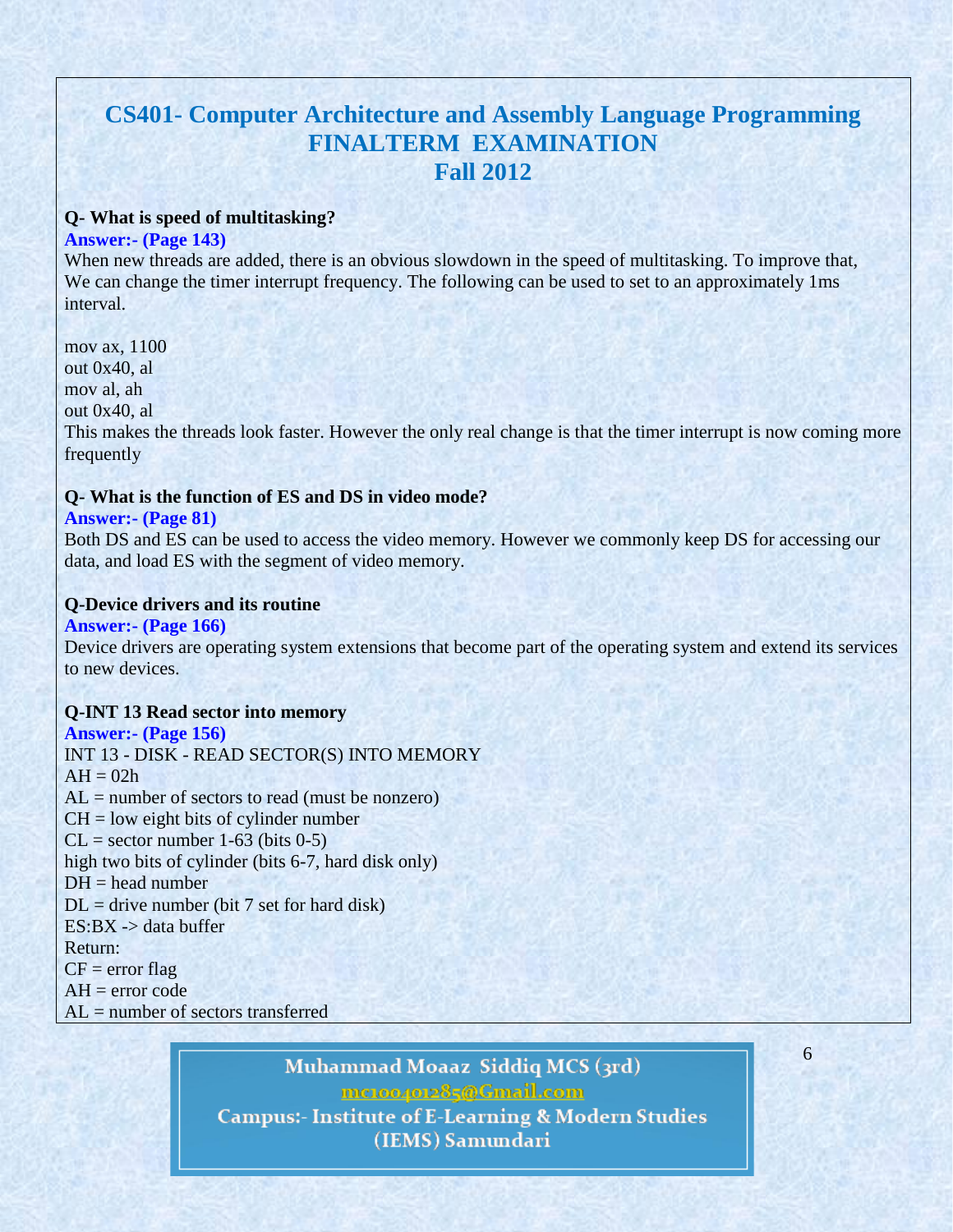# CS401- Computer Architecture and Assembly Language Programming
# FINALTERM EXAMINATION
# Fall 2012

**Q- What is speed of multitasking?**

**Answer:- (Page 143)**

When new threads are added, there is an obvious slowdown in the speed of multitasking. To improve that, We can change the timer interrupt frequency. The following can be used to set to an approximately 1ms interval.

```
mov ax, 1100
out 0x40, al
mov al, ah
out 0x40, al
```

This makes the threads look faster. However the only real change is that the timer interrupt is now coming more frequently

**Q- What is the function of ES and DS in video mode?**

**Answer:- (Page 81)**

Both DS and ES can be used to access the video memory. However we commonly keep DS for accessing our data, and load ES with the segment of video memory.

**Q-Device drivers and its routine**

**Answer:- (Page 166)**

Device drivers are operating system extensions that become part of the operating system and extend its services to new devices.

**Q-INT 13 Read sector into memory**

**Answer:- (Page 156)**

INT 13 - DISK - READ SECTOR(S) INTO MEMORY

AH = 02h

AL = number of sectors to read (must be nonzero)

CH = low eight bits of cylinder number

CL = sector number 1-63 (bits 0-5)

high two bits of cylinder (bits 6-7, hard disk only)

DH = head number

DL = drive number (bit 7 set for hard disk)

ES:BX -> data buffer

Return:

CF = error flag

AH = error code

AL = number of sectors transferred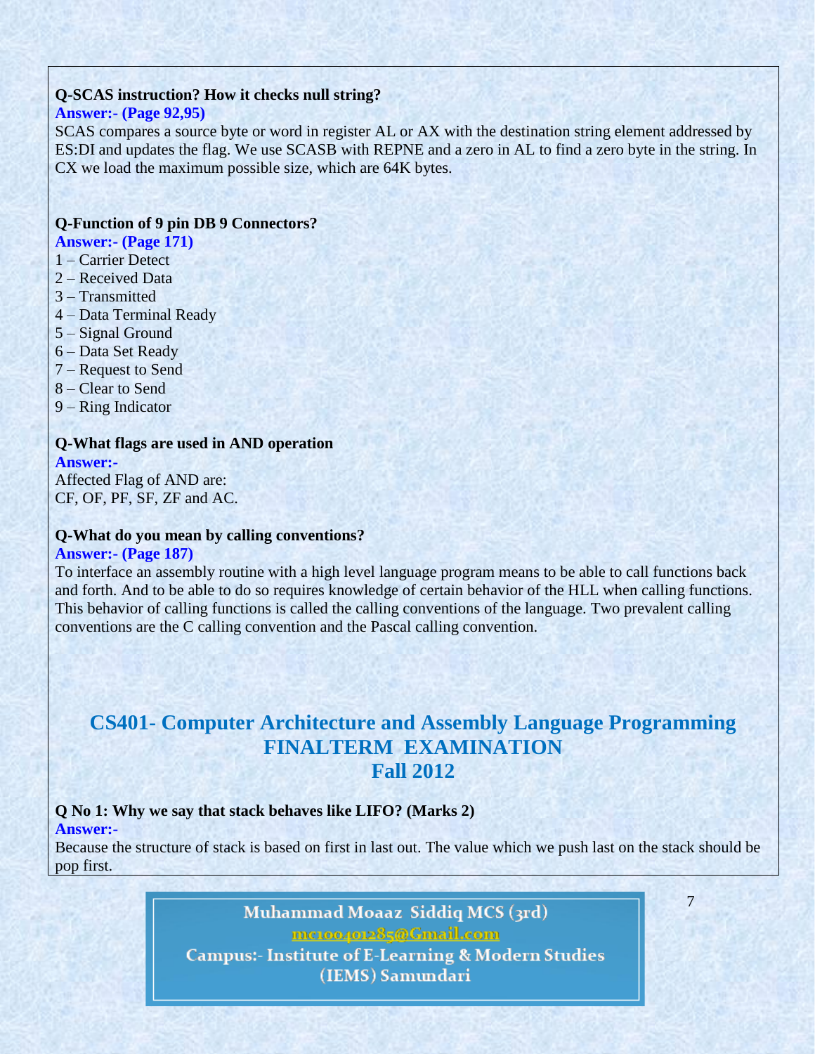**Q-SCAS instruction? How it checks null string?**

**Answer:- (Page 92,95)**

SCAS compares a source byte or word in register AL or AX with the destination string element addressed by ES:DI and updates the flag. We use SCASB with REPNE and a zero in AL to find a zero byte in the string. In CX we load the maximum possible size, which are 64K bytes.

**Q-Function of 9 pin DB 9 Connectors?**

**Answer:- (Page 171)**

1 – Carrier Detect
2 – Received Data
3 – Transmitted
4 – Data Terminal Ready
5 – Signal Ground
6 – Data Set Ready
7 – Request to Send
8 – Clear to Send
9 – Ring Indicator

**Q-What flags are used in AND operation**

**Answer:-**

Affected Flag of AND are:
CF, OF, PF, SF, ZF and AC.

**Q-What do you mean by calling conventions?**

**Answer:- (Page 187)**

To interface an assembly routine with a high level language program means to be able to call functions back and forth. And to be able to do so requires knowledge of certain behavior of the HLL when calling functions. This behavior of calling functions is called the calling conventions of the language. Two prevalent calling conventions are the C calling convention and the Pascal calling convention.

# CS401- Computer Architecture and Assembly Language Programming
# FINALTERM EXAMINATION
# Fall 2012

**Q No 1: Why we say that stack behaves like LIFO? (Marks 2)**

**Answer:-**

Because the structure of stack is based on first in last out. The value which we push last on the stack should be pop first.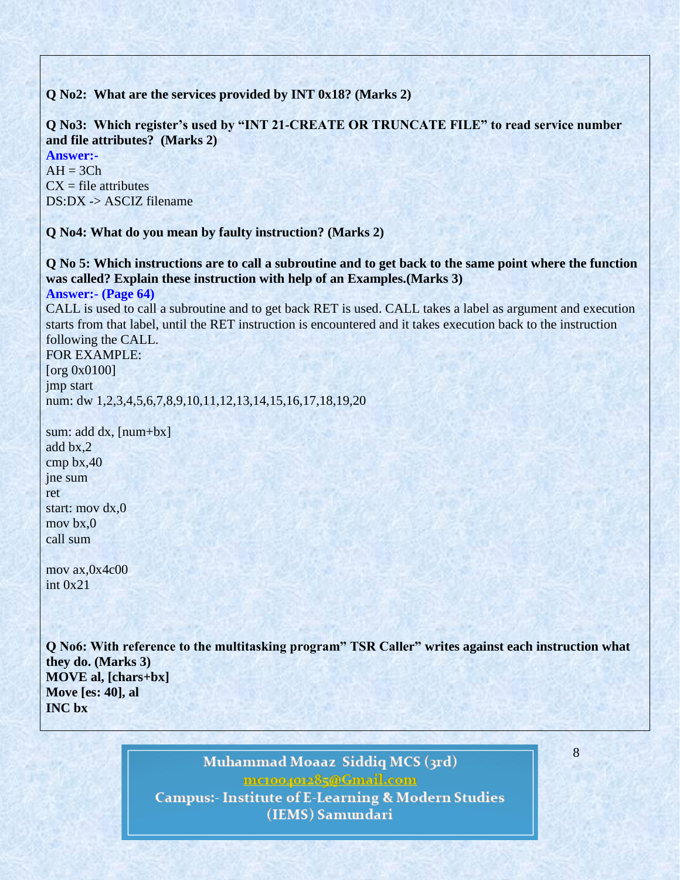**Q No2: What are the services provided by INT 0x18? (Marks 2)**

**Q No3: Which register's used by "INT 21-CREATE OR TRUNCATE FILE" to read service number and file attributes? (Marks 2)**

**Answer:-**

AH = 3Ch
CX = file attributes
DS:DX -> ASCIZ filename

**Q No4: What do you mean by faulty instruction? (Marks 2)**

**Q No 5: Which instructions are to call a subroutine and to get back to the same point where the function was called? Explain these instruction with help of an Examples.(Marks 3)**

**Answer:- (Page 64)**

CALL is used to call a subroutine and to get back RET is used. CALL takes a label as argument and execution starts from that label, until the RET instruction is encountered and it takes execution back to the instruction following the CALL.

FOR EXAMPLE:

```
[org 0x0100]
jmp start
num: dw 1,2,3,4,5,6,7,8,9,10,11,12,13,14,15,16,17,18,19,20

sum: add dx, [num+bx]
add bx,2
cmp bx,40
jne sum
ret
start: mov dx,0
mov bx,0
call sum

mov ax,0x4c00
int 0x21
```

**Q No6: With reference to the multitasking program" TSR Caller" writes against each instruction what they do. (Marks 3)**

**MOVE al, [chars+bx]**
**Move [es: 40], al**
**INC bx**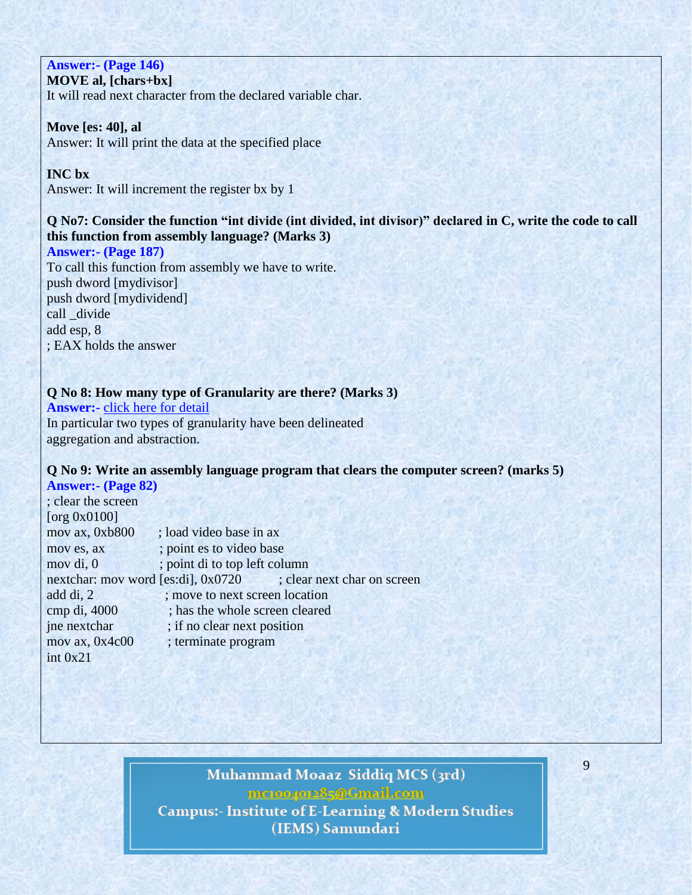**Answer:- (Page 146)**

**MOVE al, [chars+bx]**

It will read next character from the declared variable char.

**Move [es: 40], al**

Answer: It will print the data at the specified place

**INC bx**

Answer: It will increment the register bx by 1

**Q No7: Consider the function "int divide (int divided, int divisor)" declared in C, write the code to call this function from assembly language? (Marks 3)**

**Answer:- (Page 187)**

To call this function from assembly we have to write.

```
push dword [mydivisor]
push dword [mydividend]
call _divide
add esp, 8
; EAX holds the answer
```

**Q No 8: How many type of Granularity are there? (Marks 3)**

**Answer:-** click here for detail

In particular two types of granularity have been delineated aggregation and abstraction.

**Q No 9: Write an assembly language program that clears the computer screen? (marks 5)**

**Answer:- (Page 82)**

```
; clear the screen
[org 0x0100]
mov ax, 0xb800       ; load video base in ax
mov es, ax           ; point es to video base
mov di, 0            ; point di to top left column
nextchar: mov word [es:di], 0x0720          ; clear next char on screen
add di, 2            ; move to next screen location
cmp di, 4000         ; has the whole screen cleared
jne nextchar         ; if no clear next position
mov ax, 0x4c00       ; terminate program
int 0x21
```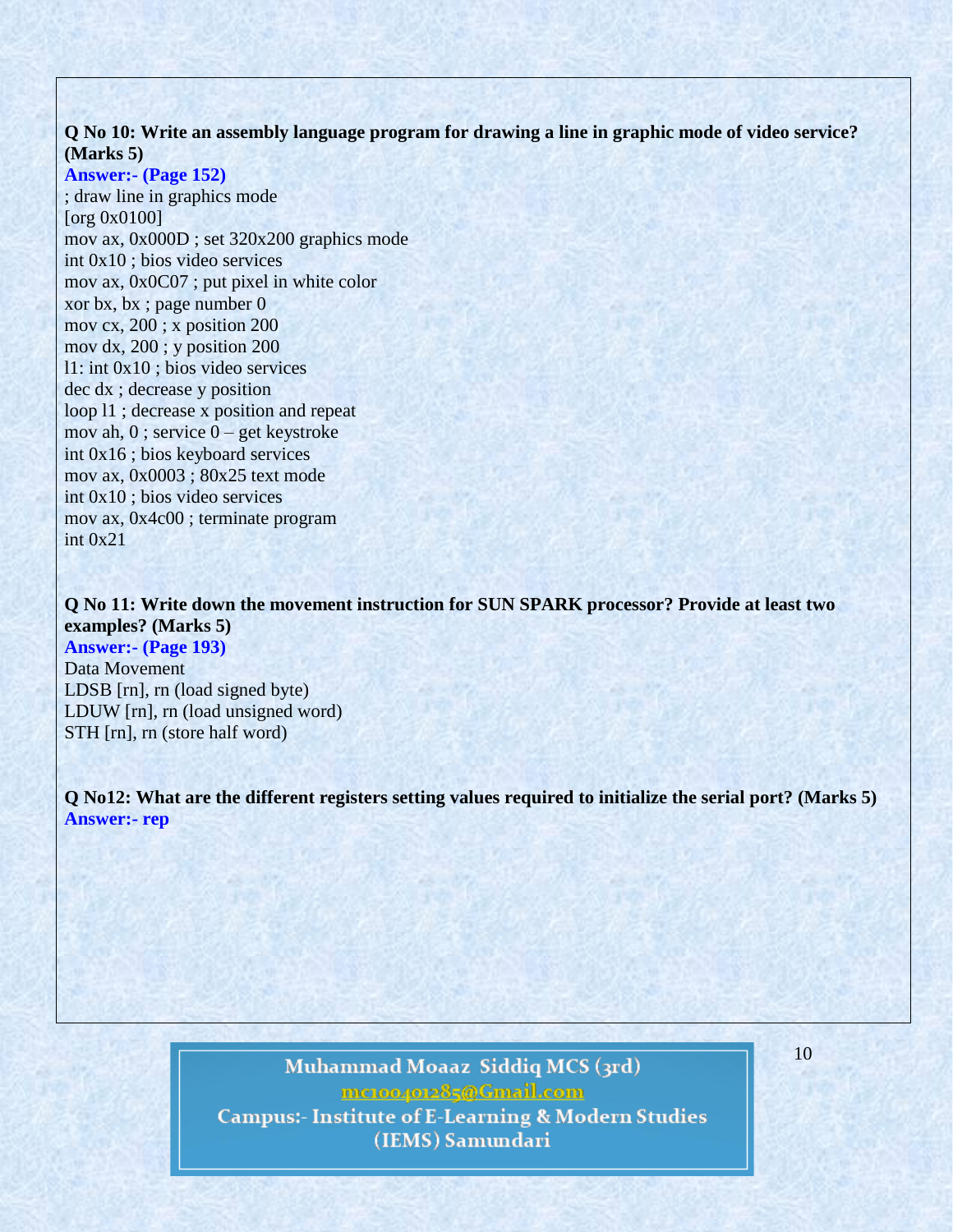**Q No 10: Write an assembly language program for drawing a line in graphic mode of video service? (Marks 5)**

**Answer:- (Page 152)**

```
; draw line in graphics mode
[org 0x0100]
mov ax, 0x000D ; set 320x200 graphics mode
int 0x10 ; bios video services
mov ax, 0x0C07 ; put pixel in white color
xor bx, bx ; page number 0
mov cx, 200 ; x position 200
mov dx, 200 ; y position 200
l1: int 0x10 ; bios video services
dec dx ; decrease y position
loop l1 ; decrease x position and repeat
mov ah, 0 ; service 0 – get keystroke
int 0x16 ; bios keyboard services
mov ax, 0x0003 ; 80x25 text mode
int 0x10 ; bios video services
mov ax, 0x4c00 ; terminate program
int 0x21
```

**Q No 11: Write down the movement instruction for SUN SPARK processor? Provide at least two examples? (Marks 5)**

**Answer:- (Page 193)**

Data Movement

LDSB [rn], rn (load signed byte)

LDUW [rn], rn (load unsigned word)

STH [rn], rn (store half word)

**Q No12: What are the different registers setting values required to initialize the serial port? (Marks 5)**

**Answer:- rep**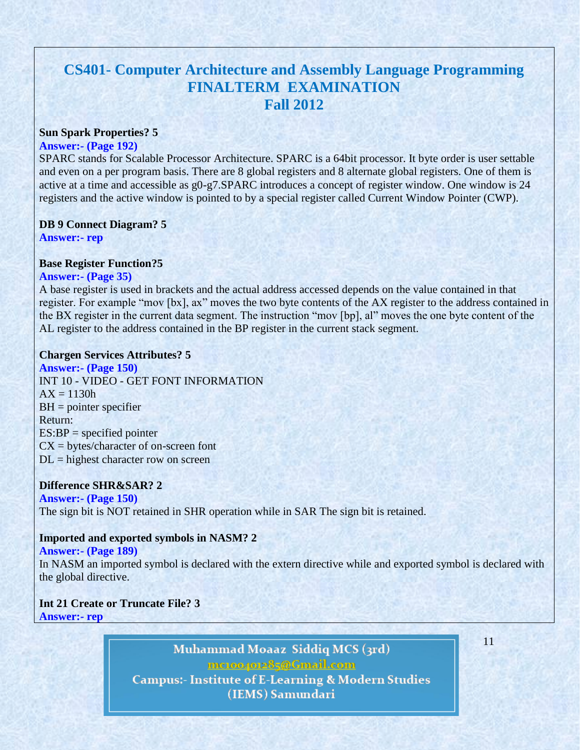# CS401- Computer Architecture and Assembly Language Programming
# FINALTERM EXAMINATION
# Fall 2012

**Sun Spark Properties? 5**

**Answer:- (Page 192)**

SPARC stands for Scalable Processor Architecture. SPARC is a 64bit processor. It byte order is user settable and even on a per program basis. There are 8 global registers and 8 alternate global registers. One of them is active at a time and accessible as g0-g7.SPARC introduces a concept of register window. One window is 24 registers and the active window is pointed to by a special register called Current Window Pointer (CWP).

**DB 9 Connect Diagram? 5**

**Answer:- rep**

**Base Register Function?5**

**Answer:- (Page 35)**

A base register is used in brackets and the actual address accessed depends on the value contained in that register. For example "mov [bx], ax" moves the two byte contents of the AX register to the address contained in the BX register in the current data segment. The instruction "mov [bp], al" moves the one byte content of the AL register to the address contained in the BP register in the current stack segment.

**Chargen Services Attributes? 5**

**Answer:- (Page 150)**

INT 10 - VIDEO - GET FONT INFORMATION
AX = 1130h
BH = pointer specifier
Return:
ES:BP = specified pointer
CX = bytes/character of on-screen font
DL = highest character row on screen

**Difference SHR&SAR? 2**

**Answer:- (Page 150)**

The sign bit is NOT retained in SHR operation while in SAR The sign bit is retained.

**Imported and exported symbols in NASM? 2**

**Answer:- (Page 189)**

In NASM an imported symbol is declared with the extern directive while and exported symbol is declared with the global directive.

**Int 21 Create or Truncate File? 3**

**Answer:- rep**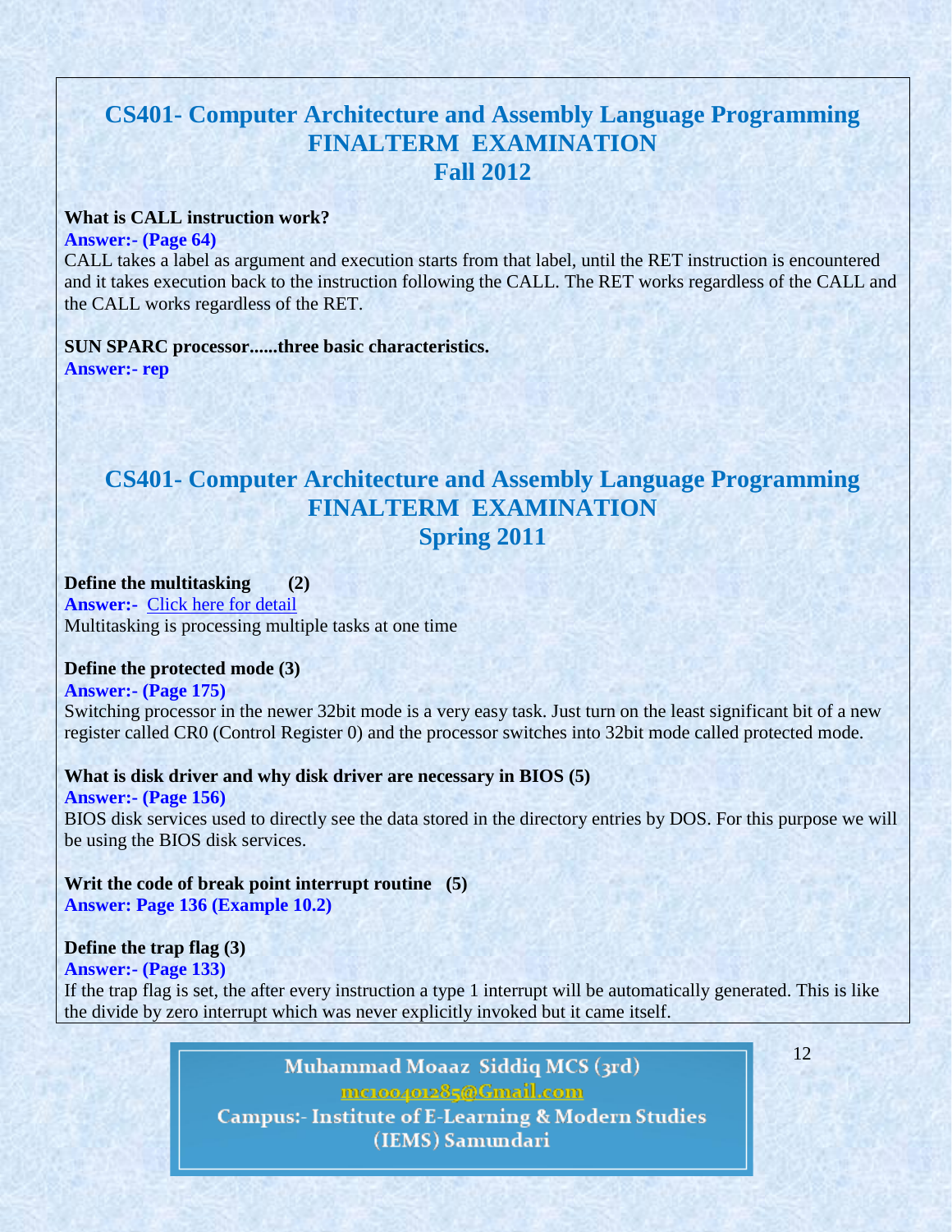# CS401- Computer Architecture and Assembly Language Programming
# FINALTERM EXAMINATION
# Fall 2012

**What is CALL instruction work?**

**Answer:- (Page 64)**

CALL takes a label as argument and execution starts from that label, until the RET instruction is encountered and it takes execution back to the instruction following the CALL. The RET works regardless of the CALL and the CALL works regardless of the RET.

**SUN SPARC processor......three basic characteristics.**

**Answer:- rep**

# CS401- Computer Architecture and Assembly Language Programming
# FINALTERM EXAMINATION
# Spring 2011

**Define the multitasking (2)**

**Answer:-** Click here for detail

Multitasking is processing multiple tasks at one time

**Define the protected mode (3)**

**Answer:- (Page 175)**

Switching processor in the newer 32bit mode is a very easy task. Just turn on the least significant bit of a new register called CR0 (Control Register 0) and the processor switches into 32bit mode called protected mode.

**What is disk driver and why disk driver are necessary in BIOS (5)**

**Answer:- (Page 156)**

BIOS disk services used to directly see the data stored in the directory entries by DOS. For this purpose we will be using the BIOS disk services.

**Writ the code of break point interrupt routine (5)**

**Answer: Page 136 (Example 10.2)**

**Define the trap flag (3)**

**Answer:- (Page 133)**

If the trap flag is set, the after every instruction a type 1 interrupt will be automatically generated. This is like the divide by zero interrupt which was never explicitly invoked but it came itself.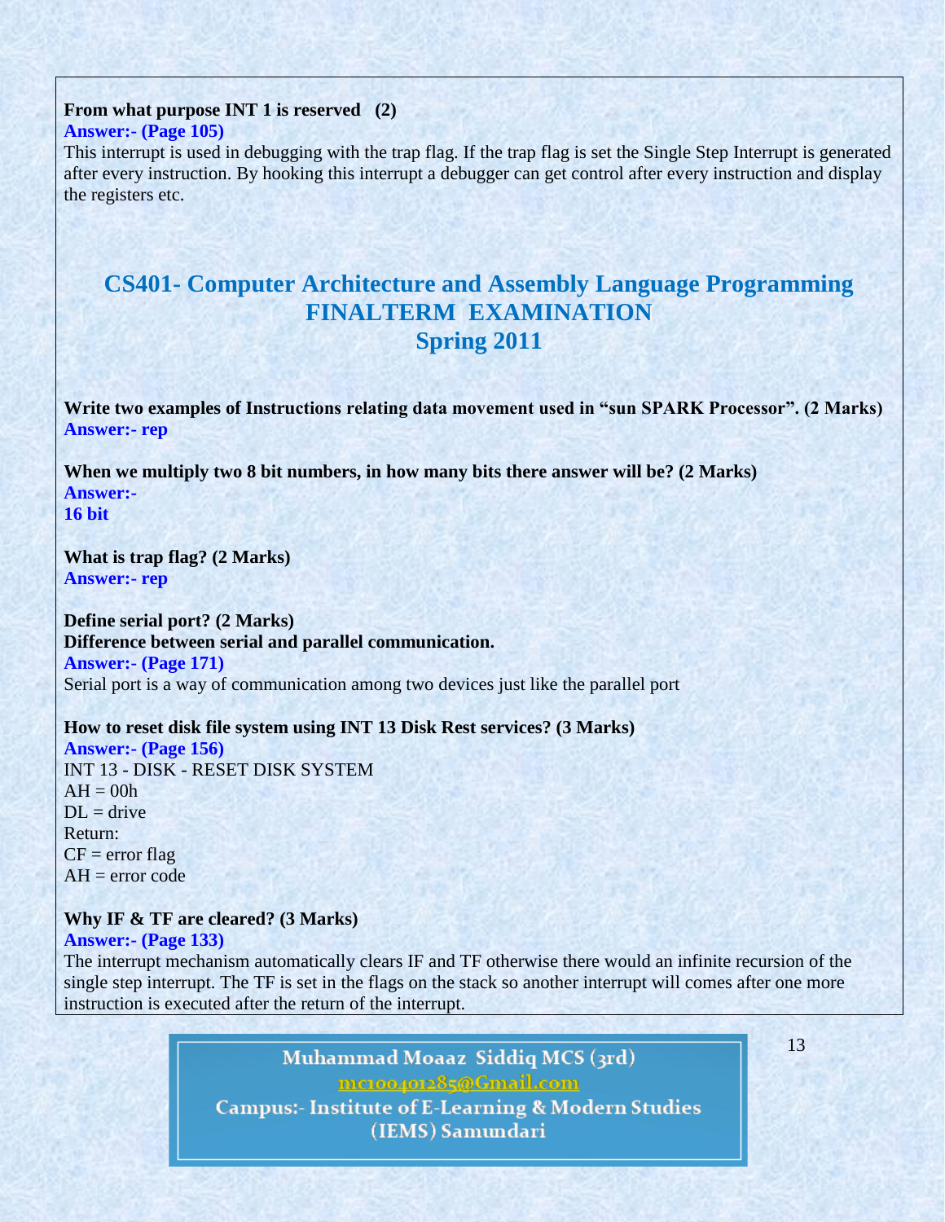**From what purpose INT 1 is reserved (2)**
**Answer:- (Page 105)**
This interrupt is used in debugging with the trap flag. If the trap flag is set the Single Step Interrupt is generated after every instruction. By hooking this interrupt a debugger can get control after every instruction and display the registers etc.

# CS401- Computer Architecture and Assembly Language Programming
# FINALTERM EXAMINATION
# Spring 2011

**Write two examples of Instructions relating data movement used in "sun SPARK Processor". (2 Marks)**
**Answer:- rep**

**When we multiply two 8 bit numbers, in how many bits there answer will be? (2 Marks)**
**Answer:-**
**16 bit**

**What is trap flag? (2 Marks)**
**Answer:- rep**

**Define serial port? (2 Marks)**
**Difference between serial and parallel communication.**
**Answer:- (Page 171)**
Serial port is a way of communication among two devices just like the parallel port

**How to reset disk file system using INT 13 Disk Rest services? (3 Marks)**
**Answer:- (Page 156)**
INT 13 - DISK - RESET DISK SYSTEM
AH = 00h
DL = drive
Return:
CF = error flag
AH = error code

**Why IF & TF are cleared? (3 Marks)**
**Answer:- (Page 133)**
The interrupt mechanism automatically clears IF and TF otherwise there would an infinite recursion of the single step interrupt. The TF is set in the flags on the stack so another interrupt will comes after one more instruction is executed after the return of the interrupt.

Muhammad Moaaz Siddiq MCS (3rd)
mc100401285@Gmail.com
Campus:- Institute of E-Learning & Modern Studies (IEMS) Samundari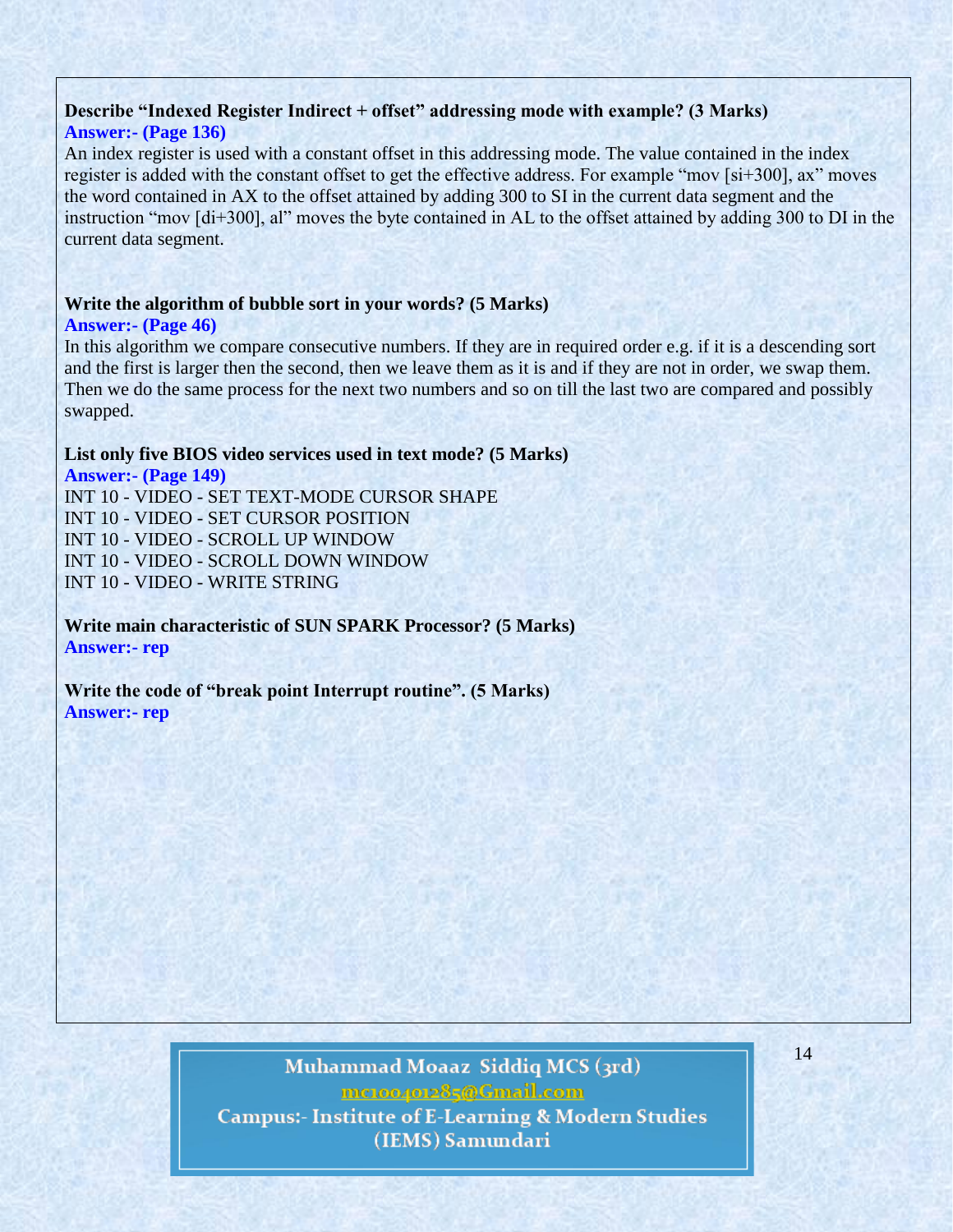**Describe "Indexed Register Indirect + offset" addressing mode with example? (3 Marks)**

**Answer:- (Page 136)**

An index register is used with a constant offset in this addressing mode. The value contained in the index register is added with the constant offset to get the effective address. For example "mov [si+300], ax" moves the word contained in AX to the offset attained by adding 300 to SI in the current data segment and the instruction "mov [di+300], al" moves the byte contained in AL to the offset attained by adding 300 to DI in the current data segment.

**Write the algorithm of bubble sort in your words? (5 Marks)**

**Answer:- (Page 46)**

In this algorithm we compare consecutive numbers. If they are in required order e.g. if it is a descending sort and the first is larger then the second, then we leave them as it is and if they are not in order, we swap them. Then we do the same process for the next two numbers and so on till the last two are compared and possibly swapped.

**List only five BIOS video services used in text mode? (5 Marks)**

**Answer:- (Page 149)**

INT 10 - VIDEO - SET TEXT-MODE CURSOR SHAPE
INT 10 - VIDEO - SET CURSOR POSITION
INT 10 - VIDEO - SCROLL UP WINDOW
INT 10 - VIDEO - SCROLL DOWN WINDOW
INT 10 - VIDEO - WRITE STRING

**Write main characteristic of SUN SPARK Processor? (5 Marks)**

**Answer:- rep**

**Write the code of "break point Interrupt routine". (5 Marks)**

**Answer:- rep**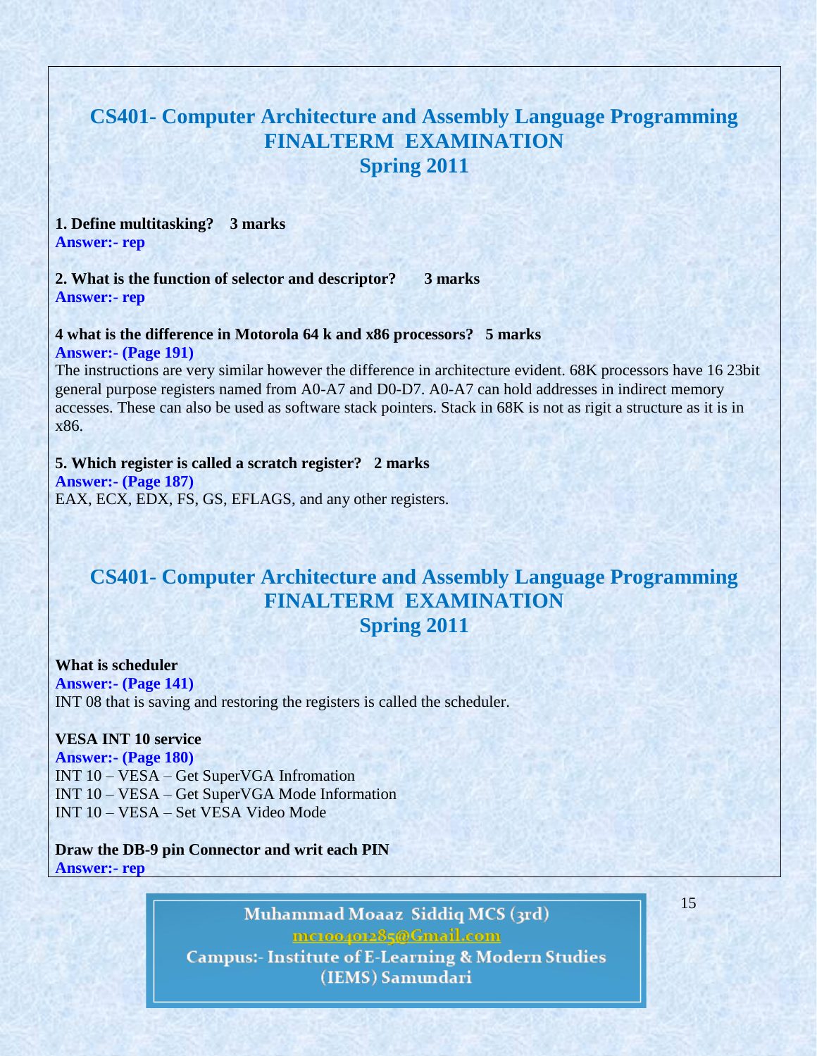# CS401- Computer Architecture and Assembly Language Programming
# FINALTERM EXAMINATION
# Spring 2011

**1. Define multitasking? 3 marks**

**Answer:- rep**

**2. What is the function of selector and descriptor? 3 marks**

**Answer:- rep**

**4 what is the difference in Motorola 64 k and x86 processors? 5 marks**

**Answer:- (Page 191)**

The instructions are very similar however the difference in architecture evident. 68K processors have 16 23bit general purpose registers named from A0-A7 and D0-D7. A0-A7 can hold addresses in indirect memory accesses. These can also be used as software stack pointers. Stack in 68K is not as rigit a structure as it is in x86.

**5. Which register is called a scratch register? 2 marks**

**Answer:- (Page 187)**

EAX, ECX, EDX, FS, GS, EFLAGS, and any other registers.

# CS401- Computer Architecture and Assembly Language Programming
# FINALTERM EXAMINATION
# Spring 2011

**What is scheduler**

**Answer:- (Page 141)**

INT 08 that is saving and restoring the registers is called the scheduler.

**VESA INT 10 service**

**Answer:- (Page 180)**

INT 10 – VESA – Get SuperVGA Infromation
INT 10 – VESA – Get SuperVGA Mode Information
INT 10 – VESA – Set VESA Video Mode

**Draw the DB-9 pin Connector and writ each PIN**

**Answer:- rep**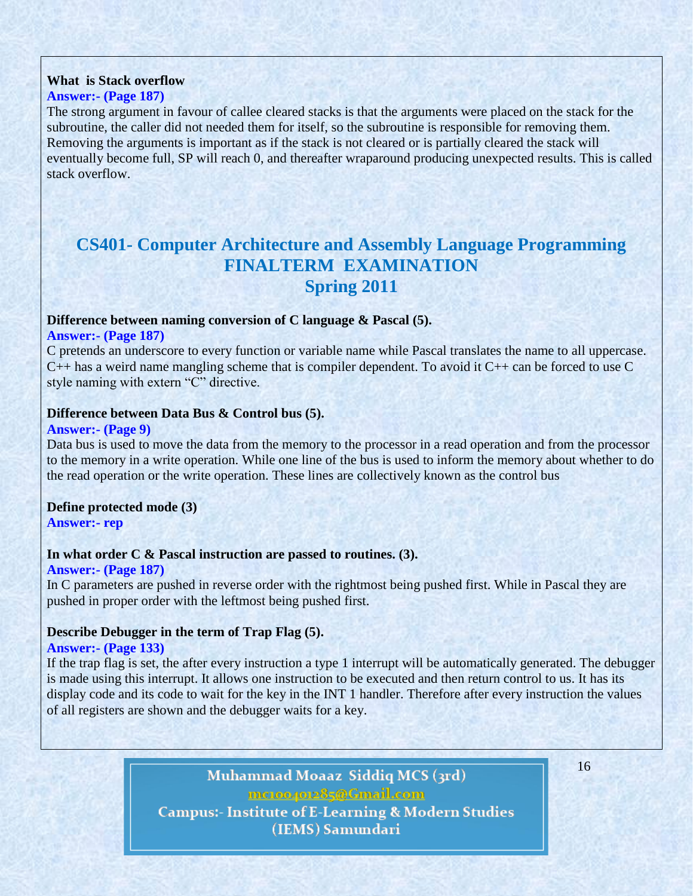**What is Stack overflow**

**Answer:- (Page 187)**

The strong argument in favour of callee cleared stacks is that the arguments were placed on the stack for the subroutine, the caller did not needed them for itself, so the subroutine is responsible for removing them. Removing the arguments is important as if the stack is not cleared or is partially cleared the stack will eventually become full, SP will reach 0, and thereafter wraparound producing unexpected results. This is called stack overflow.

# CS401- Computer Architecture and Assembly Language Programming
# FINALTERM EXAMINATION
# Spring 2011

**Difference between naming conversion of C language & Pascal (5).**

**Answer:- (Page 187)**

C pretends an underscore to every function or variable name while Pascal translates the name to all uppercase. C++ has a weird name mangling scheme that is compiler dependent. To avoid it C++ can be forced to use C style naming with extern "C" directive.

**Difference between Data Bus & Control bus (5).**

**Answer:- (Page 9)**

Data bus is used to move the data from the memory to the processor in a read operation and from the processor to the memory in a write operation. While one line of the bus is used to inform the memory about whether to do the read operation or the write operation. These lines are collectively known as the control bus

**Define protected mode (3)**

**Answer:- rep**

**In what order C & Pascal instruction are passed to routines. (3).**

**Answer:- (Page 187)**

In C parameters are pushed in reverse order with the rightmost being pushed first. While in Pascal they are pushed in proper order with the leftmost being pushed first.

**Describe Debugger in the term of Trap Flag (5).**

**Answer:- (Page 133)**

If the trap flag is set, the after every instruction a type 1 interrupt will be automatically generated. The debugger is made using this interrupt. It allows one instruction to be executed and then return control to us. It has its display code and its code to wait for the key in the INT 1 handler. Therefore after every instruction the values of all registers are shown and the debugger waits for a key.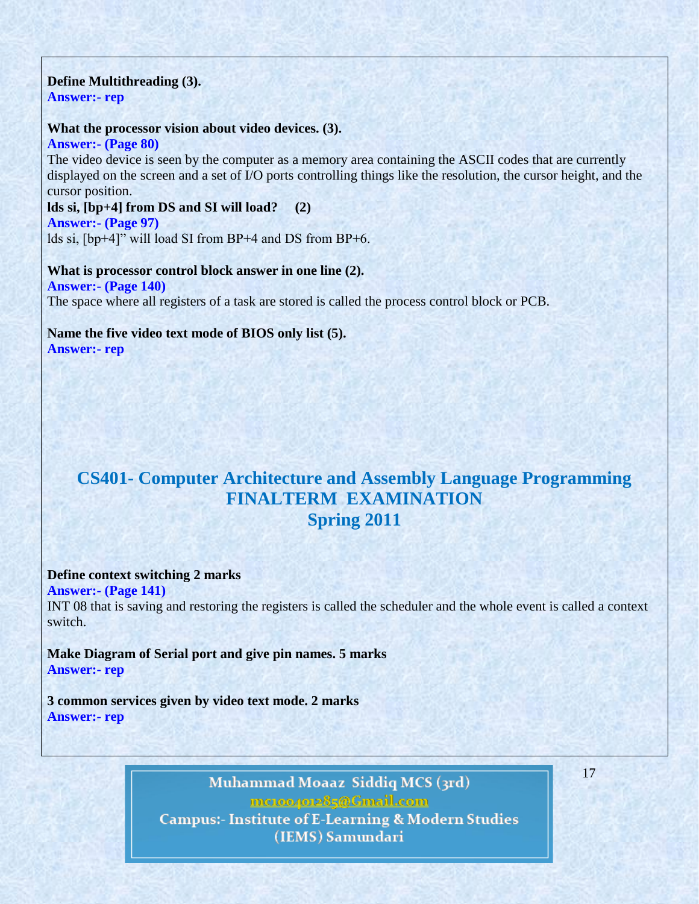**Define Multithreading (3).**
**Answer:- rep**

**What the processor vision about video devices. (3).**
**Answer:- (Page 80)**
The video device is seen by the computer as a memory area containing the ASCII codes that are currently displayed on the screen and a set of I/O ports controlling things like the resolution, the cursor height, and the cursor position.

**lds si, [bp+4] from DS and SI will load? (2)**
**Answer:- (Page 97)**
lds si, [bp+4]" will load SI from BP+4 and DS from BP+6.

**What is processor control block answer in one line (2).**
**Answer:- (Page 140)**
The space where all registers of a task are stored is called the process control block or PCB.

**Name the five video text mode of BIOS only list (5).**
**Answer:- rep**

## CS401- Computer Architecture and Assembly Language Programming
## FINALTERM EXAMINATION
## Spring 2011

**Define context switching 2 marks**
**Answer:- (Page 141)**
INT 08 that is saving and restoring the registers is called the scheduler and the whole event is called a context switch.

**Make Diagram of Serial port and give pin names. 5 marks**
**Answer:- rep**

**3 common services given by video text mode. 2 marks**
**Answer:- rep**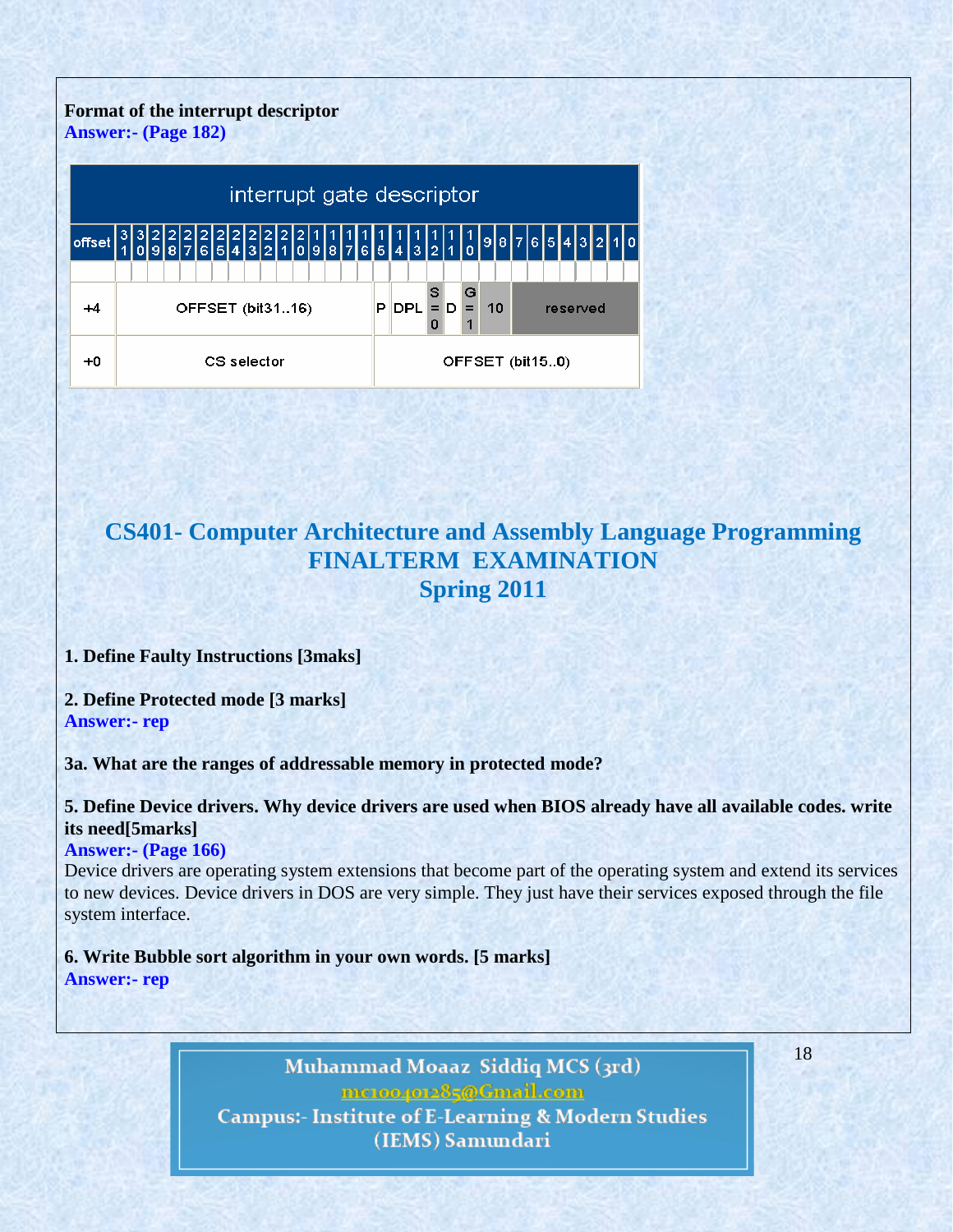**Format of the interrupt descriptor**
**Answer:- (Page 182)**

| interrupt gate descriptor | | | | | | | | |
|---|---|---|---|---|---|---|---|---|
| offset | 31..16 | 15 | 14..13 | 12 | 11 | 10 | 9..8 | 7..0 |
| +4 | OFFSET (bit31..16) | P | DPL | S = 0 | D | G = 1 | 10 | reserved |
| +0 | CS selector | | | OFFSET (bit15..0) | | | | |

# CS401- Computer Architecture and Assembly Language Programming
# FINALTERM EXAMINATION
# Spring 2011

**1. Define Faulty Instructions [3maks]**

**2. Define Protected mode [3 marks]**
**Answer:- rep**

**3a. What are the ranges of addressable memory in protected mode?**

**5. Define Device drivers. Why device drivers are used when BIOS already have all available codes. write its need[5marks]**
**Answer:- (Page 166)**
Device drivers are operating system extensions that become part of the operating system and extend its services to new devices. Device drivers in DOS are very simple. They just have their services exposed through the file system interface.

**6. Write Bubble sort algorithm in your own words. [5 marks]**
**Answer:- rep**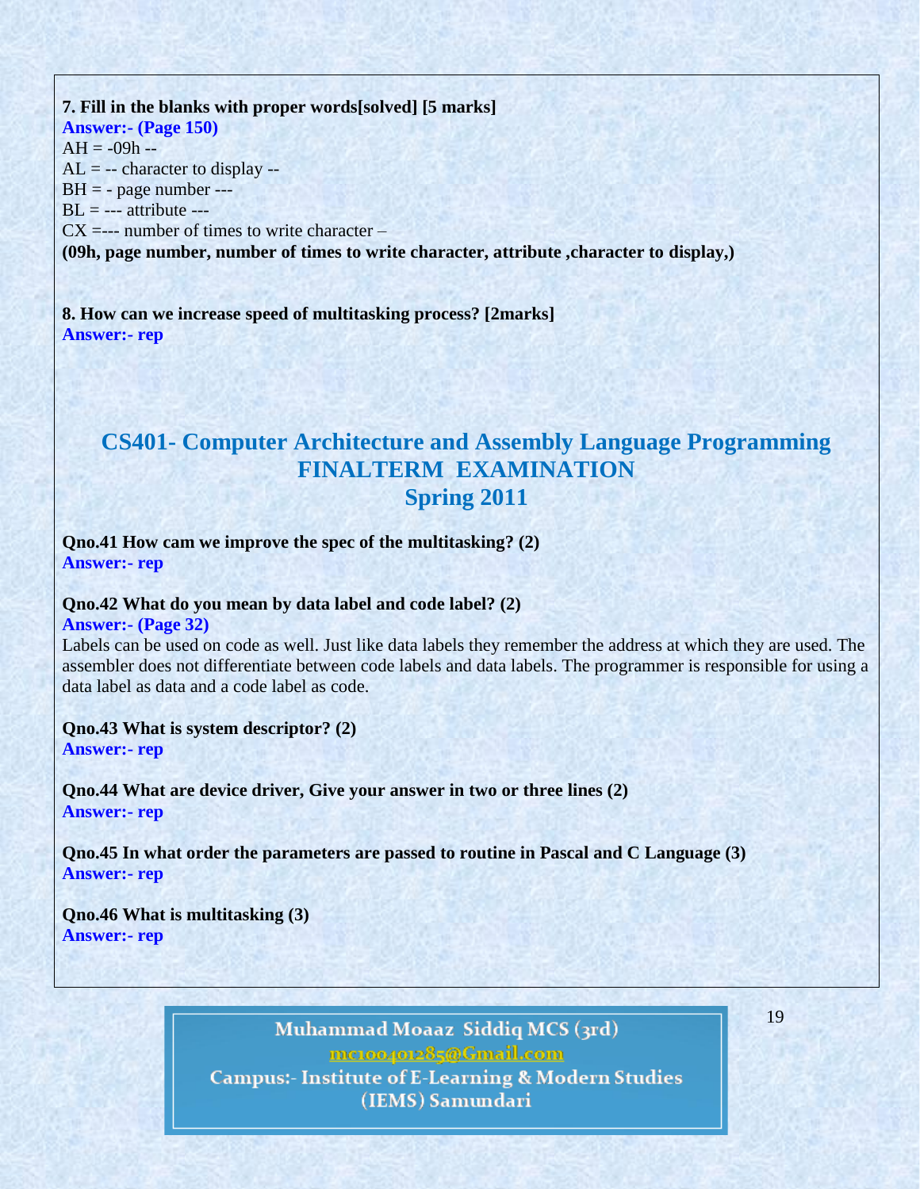**7. Fill in the blanks with proper words[solved] [5 marks]**

**Answer:- (Page 150)**

AH = -09h --
AL = -- character to display --
BH = - page number ---
BL = --- attribute ---
CX =--- number of times to write character –

**(09h, page number, number of times to write character, attribute ,character to display,)**

**8. How can we increase speed of multitasking process? [2marks]**

**Answer:- rep**

# CS401- Computer Architecture and Assembly Language Programming FINALTERM EXAMINATION Spring 2011

**Qno.41 How cam we improve the spec of the multitasking? (2)**

**Answer:- rep**

**Qno.42 What do you mean by data label and code label? (2)**

**Answer:- (Page 32)**

Labels can be used on code as well. Just like data labels they remember the address at which they are used. The assembler does not differentiate between code labels and data labels. The programmer is responsible for using a data label as data and a code label as code.

**Qno.43 What is system descriptor? (2)**

**Answer:- rep**

**Qno.44 What are device driver, Give your answer in two or three lines (2)**

**Answer:- rep**

**Qno.45 In what order the parameters are passed to routine in Pascal and C Language (3)**

**Answer:- rep**

**Qno.46 What is multitasking (3)**

**Answer:- rep**

Muhammad Moaaz Siddiq MCS (3rd)
mc100401285@Gmail.com
Campus:- Institute of E-Learning & Modern Studies (IEMS) Samundari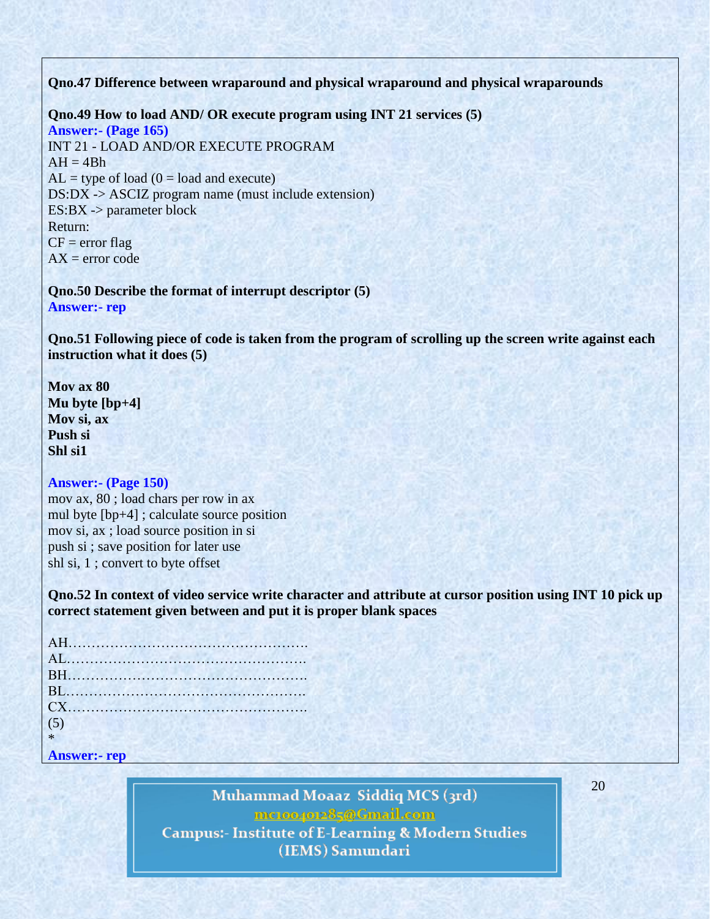**Qno.47 Difference between wraparound and physical wraparound and physical wraparounds**

**Qno.49 How to load AND/ OR execute program using INT 21 services (5)**

**Answer:- (Page 165)**

INT 21 - LOAD AND/OR EXECUTE PROGRAM  
AH = 4Bh  
AL = type of load (0 = load and execute)  
DS:DX -> ASCIZ program name (must include extension)  
ES:BX -> parameter block  
Return:  
CF = error flag  
AX = error code

**Qno.50 Describe the format of interrupt descriptor (5)**

**Answer:- rep**

**Qno.51 Following piece of code is taken from the program of scrolling up the screen write against each instruction what it does (5)**

**Mov ax 80**  
**Mu byte [bp+4]**  
**Mov si, ax**  
**Push si**  
**Shl si1**

**Answer:- (Page 150)**

```
mov ax, 80 ; load chars per row in ax
mul byte [bp+4] ; calculate source position
mov si, ax ; load source position in si
push si ; save position for later use
shl si, 1 ; convert to byte offset
```

**Qno.52 In context of video service write character and attribute at cursor position using INT 10 pick up correct statement given between and put it is proper blank spaces**

AH…………………………………………….  
AL…………………………………………….  
BH…………………………………………….  
BL…………………………………………….  
CX…………………………………………….  
(5)  
*

**Answer:- rep**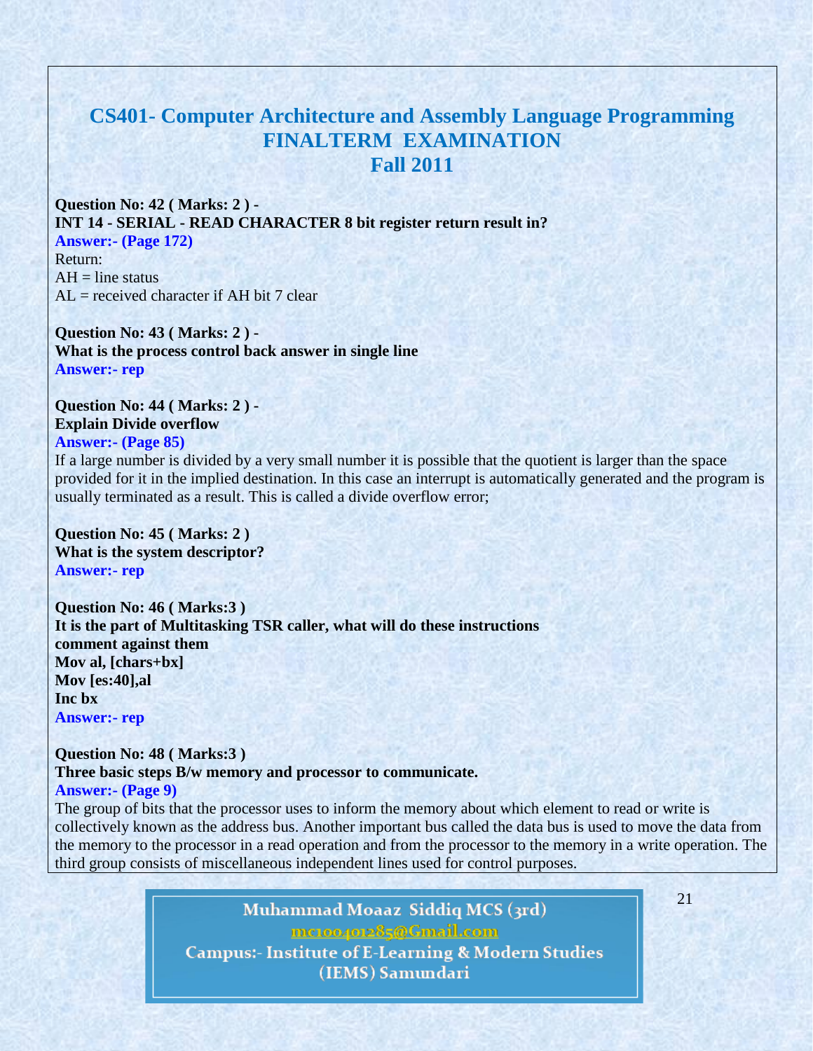## CS401- Computer Architecture and Assembly Language Programming
## FINALTERM EXAMINATION
## Fall 2011

**Question No: 42 ( Marks: 2 ) -**
**INT 14 - SERIAL - READ CHARACTER 8 bit register return result in?**
**Answer:- (Page 172)**
Return:
AH = line status
AL = received character if AH bit 7 clear

**Question No: 43 ( Marks: 2 ) -**
**What is the process control back answer in single line**
**Answer:- rep**

**Question No: 44 ( Marks: 2 ) -**
**Explain Divide overflow**
**Answer:- (Page 85)**
If a large number is divided by a very small number it is possible that the quotient is larger than the space provided for it in the implied destination. In this case an interrupt is automatically generated and the program is usually terminated as a result. This is called a divide overflow error;

**Question No: 45 ( Marks: 2 )**
**What is the system descriptor?**
**Answer:- rep**

**Question No: 46 ( Marks:3 )**
**It is the part of Multitasking TSR caller, what will do these instructions comment against them**
**Mov al, [chars+bx]**
**Mov [es:40],al**
**Inc bx**
**Answer:- rep**

**Question No: 48 ( Marks:3 )**
**Three basic steps B/w memory and processor to communicate.**
**Answer:- (Page 9)**
The group of bits that the processor uses to inform the memory about which element to read or write is collectively known as the address bus. Another important bus called the data bus is used to move the data from the memory to the processor in a read operation and from the processor to the memory in a write operation. The third group consists of miscellaneous independent lines used for control purposes.

Muhammad Moaaz Siddiq MCS (3rd)
mc100401285@Gmail.com
Campus:- Institute of E-Learning & Modern Studies (IEMS) Samundari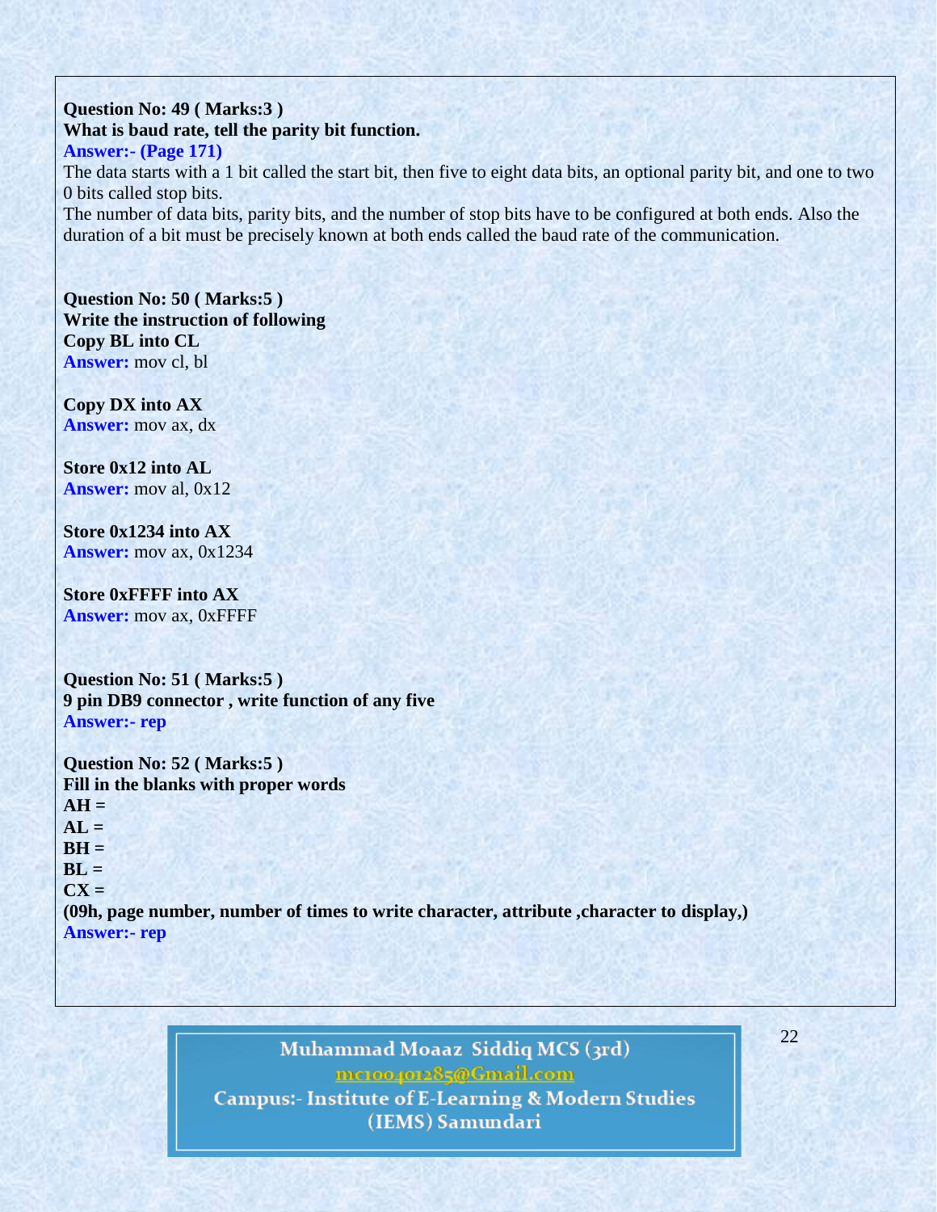**Question No: 49 ( Marks:3 )**
**What is baud rate, tell the parity bit function.**
**Answer:- (Page 171)**
The data starts with a 1 bit called the start bit, then five to eight data bits, an optional parity bit, and one to two 0 bits called stop bits.
The number of data bits, parity bits, and the number of stop bits have to be configured at both ends. Also the duration of a bit must be precisely known at both ends called the baud rate of the communication.

**Question No: 50 ( Marks:5 )**
**Write the instruction of following**
**Copy BL into CL**
**Answer:** mov cl, bl

**Copy DX into AX**
**Answer:** mov ax, dx

**Store 0x12 into AL**
**Answer:** mov al, 0x12

**Store 0x1234 into AX**
**Answer:** mov ax, 0x1234

**Store 0xFFFF into AX**
**Answer:** mov ax, 0xFFFF

**Question No: 51 ( Marks:5 )**
**9 pin DB9 connector , write function of any five**
**Answer:- rep**

**Question No: 52 ( Marks:5 )**
**Fill in the blanks with proper words**
**AH =**
**AL =**
**BH =**
**BL =**
**CX =**
**(09h, page number, number of times to write character, attribute ,character to display,)**
**Answer:- rep**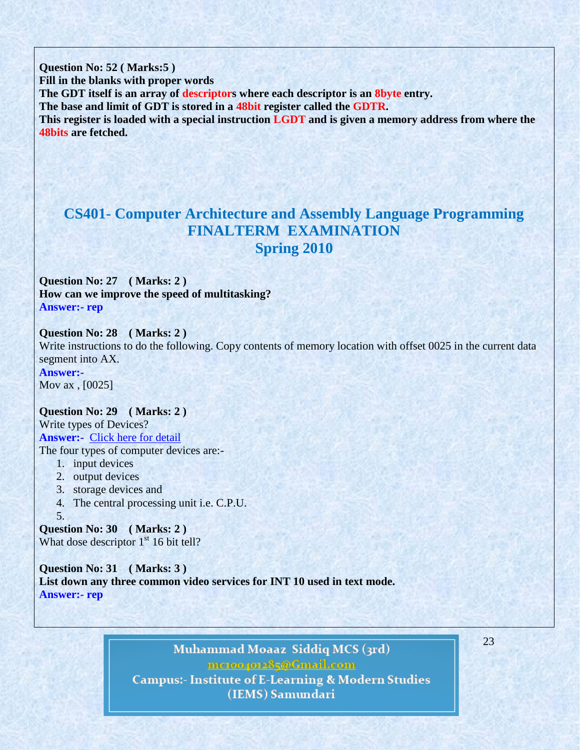**Question No: 52 ( Marks:5 )**
**Fill in the blanks with proper words**
**The GDT itself is an array of descriptors where each descriptor is an 8byte entry.**
**The base and limit of GDT is stored in a 48bit register called the GDTR.**
**This register is loaded with a special instruction LGDT and is given a memory address from where the 48bits are fetched.**

## CS401- Computer Architecture and Assembly Language Programming
## FINALTERM EXAMINATION
## Spring 2010

**Question No: 27 ( Marks: 2 )**
**How can we improve the speed of multitasking?**
**Answer:- rep**

**Question No: 28 ( Marks: 2 )**
Write instructions to do the following. Copy contents of memory location with offset 0025 in the current data segment into AX.
**Answer:-**
Mov ax , [0025]

**Question No: 29 ( Marks: 2 )**
Write types of Devices?
**Answer:-** Click here for detail
The four types of computer devices are:-
1. input devices
2. output devices
3. storage devices and
4. The central processing unit i.e. C.P.U.
5.

**Question No: 30 ( Marks: 2 )**
What dose descriptor 1st 16 bit tell?

**Question No: 31 ( Marks: 3 )**
**List down any three common video services for INT 10 used in text mode.**
**Answer:- rep**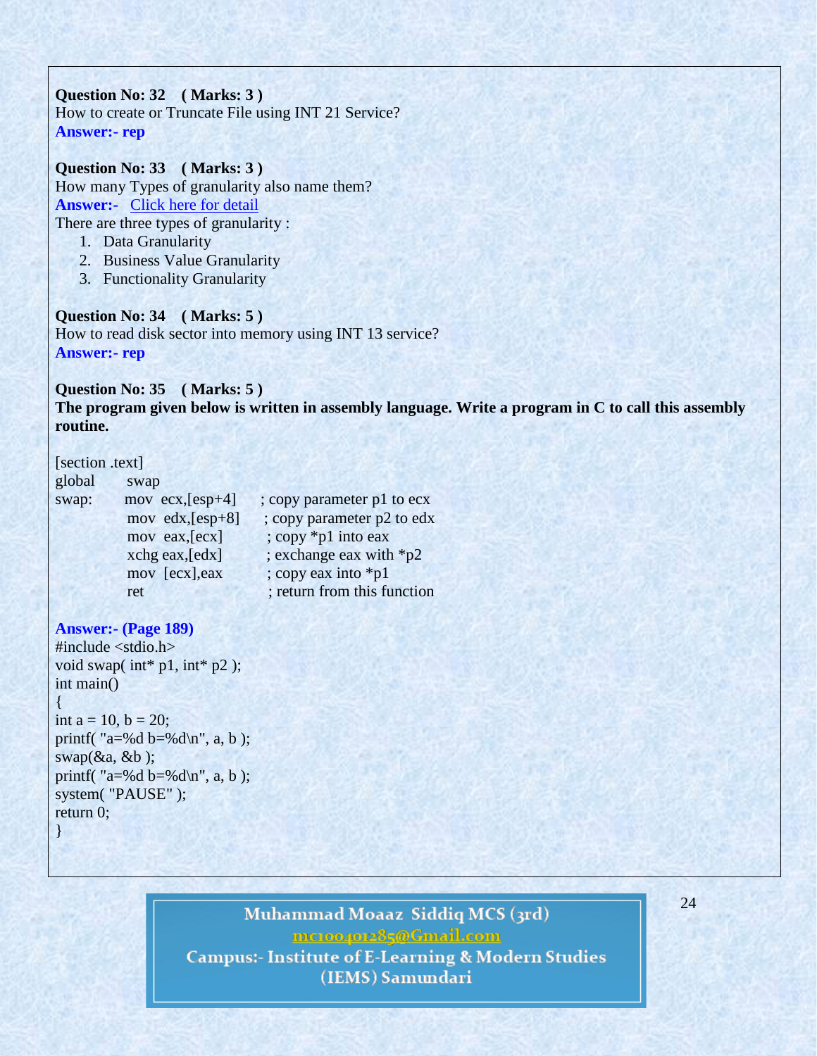**Question No: 32 ( Marks: 3 )**
How to create or Truncate File using INT 21 Service?
**Answer:- rep**

**Question No: 33 ( Marks: 3 )**
How many Types of granularity also name them?
**Answer:-** Click here for detail
There are three types of granularity :

1. Data Granularity
2. Business Value Granularity
3. Functionality Granularity

**Question No: 34 ( Marks: 5 )**
How to read disk sector into memory using INT 13 service?
**Answer:- rep**

**Question No: 35 ( Marks: 5 )**
**The program given below is written in assembly language. Write a program in C to call this assembly routine.**

```
[section .text]
global   swap
swap:    mov  ecx,[esp+4]    ; copy parameter p1 to ecx
         mov  edx,[esp+8]    ; copy parameter p2 to edx
         mov  eax,[ecx]      ; copy *p1 into eax
         xchg eax,[edx]      ; exchange eax with *p2
         mov  [ecx],eax      ; copy eax into *p1
         ret                 ; return from this function
```

**Answer:- (Page 189)**

```
#include <stdio.h>
void swap( int* p1, int* p2 );
int main()
{
int a = 10, b = 20;
printf( "a=%d b=%d\n", a, b );
swap(&a, &b );
printf( "a=%d b=%d\n", a, b );
system( "PAUSE" );
return 0;
}
```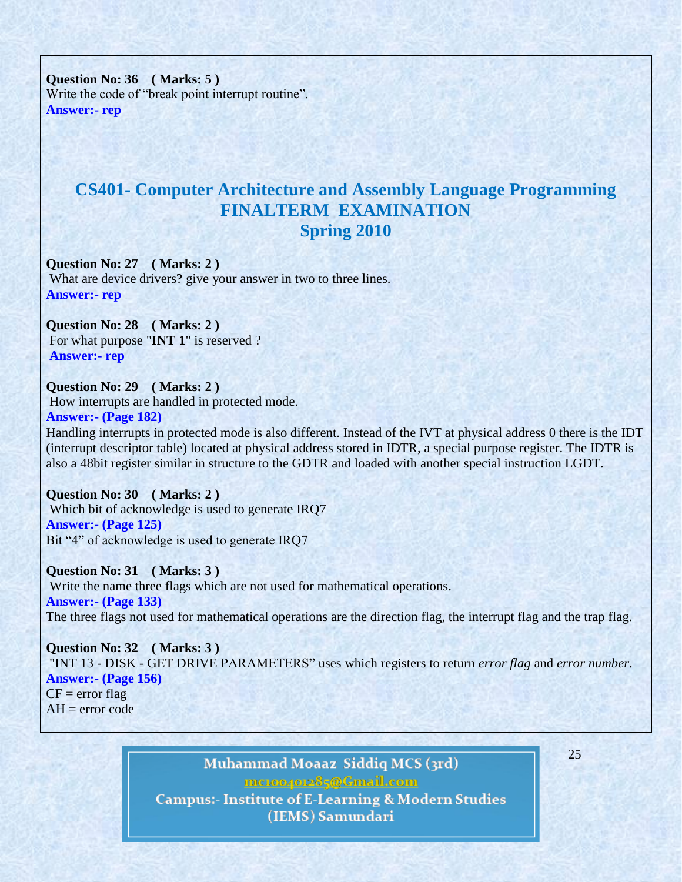**Question No: 36 ( Marks: 5 )**
Write the code of "break point interrupt routine".
**Answer:- rep**

## CS401- Computer Architecture and Assembly Language Programming
## FINALTERM EXAMINATION
## Spring 2010

**Question No: 27 ( Marks: 2 )**
What are device drivers? give your answer in two to three lines.
**Answer:- rep**

**Question No: 28 ( Marks: 2 )**
For what purpose "**INT 1**" is reserved ?
**Answer:- rep**

**Question No: 29 ( Marks: 2 )**
How interrupts are handled in protected mode.
**Answer:- (Page 182)**
Handling interrupts in protected mode is also different. Instead of the IVT at physical address 0 there is the IDT (interrupt descriptor table) located at physical address stored in IDTR, a special purpose register. The IDTR is also a 48bit register similar in structure to the GDTR and loaded with another special instruction LGDT.

**Question No: 30 ( Marks: 2 )**
Which bit of acknowledge is used to generate IRQ7
**Answer:- (Page 125)**
Bit "4" of acknowledge is used to generate IRQ7

**Question No: 31 ( Marks: 3 )**
Write the name three flags which are not used for mathematical operations.
**Answer:- (Page 133)**
The three flags not used for mathematical operations are the direction flag, the interrupt flag and the trap flag.

**Question No: 32 ( Marks: 3 )**
"INT 13 - DISK - GET DRIVE PARAMETERS" uses which registers to return *error flag* and *error number*.
**Answer:- (Page 156)**
CF = error flag
AH = error code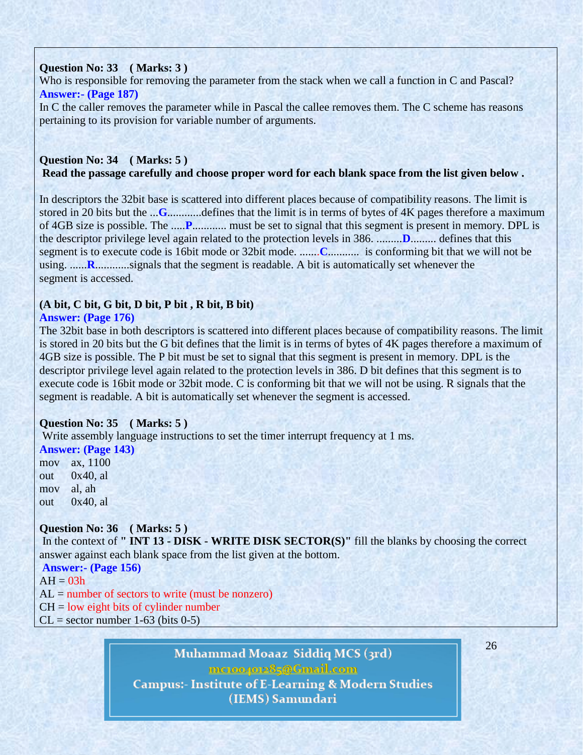**Question No: 33 ( Marks: 3 )**

Who is responsible for removing the parameter from the stack when we call a function in C and Pascal?

**Answer:- (Page 187)**

In C the caller removes the parameter while in Pascal the callee removes them. The C scheme has reasons pertaining to its provision for variable number of arguments.

**Question No: 34 ( Marks: 5 )**

**Read the passage carefully and choose proper word for each blank space from the list given below .**

In descriptors the 32bit base is scattered into different places because of compatibility reasons. The limit is stored in 20 bits but the ...**G**...........defines that the limit is in terms of bytes of 4K pages therefore a maximum of 4GB size is possible. The .....**P**............ must be set to signal that this segment is present in memory. DPL is the descriptor privilege level again related to the protection levels in 386. .........**D**......... defines that this segment is to execute code is 16bit mode or 32bit mode. .......**C**........... is conforming bit that we will not be using. ......**R**............signals that the segment is readable. A bit is automatically set whenever the segment is accessed.

**(A bit, C bit, G bit, D bit, P bit , R bit, B bit)**

**Answer: (Page 176)**

The 32bit base in both descriptors is scattered into different places because of compatibility reasons. The limit is stored in 20 bits but the G bit defines that the limit is in terms of bytes of 4K pages therefore a maximum of 4GB size is possible. The P bit must be set to signal that this segment is present in memory. DPL is the descriptor privilege level again related to the protection levels in 386. D bit defines that this segment is to execute code is 16bit mode or 32bit mode. C is conforming bit that we will not be using. R signals that the segment is readable. A bit is automatically set whenever the segment is accessed.

**Question No: 35 ( Marks: 5 )**

Write assembly language instructions to set the timer interrupt frequency at 1 ms.

**Answer: (Page 143)**

```
mov   ax, 1100
out   0x40, al
mov   al, ah
out   0x40, al
```

**Question No: 36 ( Marks: 5 )**

In the context of **" INT 13 - DISK - WRITE DISK SECTOR(S)"** fill the blanks by choosing the correct answer against each blank space from the list given at the bottom.

**Answer:- (Page 156)**

AH = 03h
AL = number of sectors to write (must be nonzero)
CH = low eight bits of cylinder number
CL = sector number 1-63 (bits 0-5)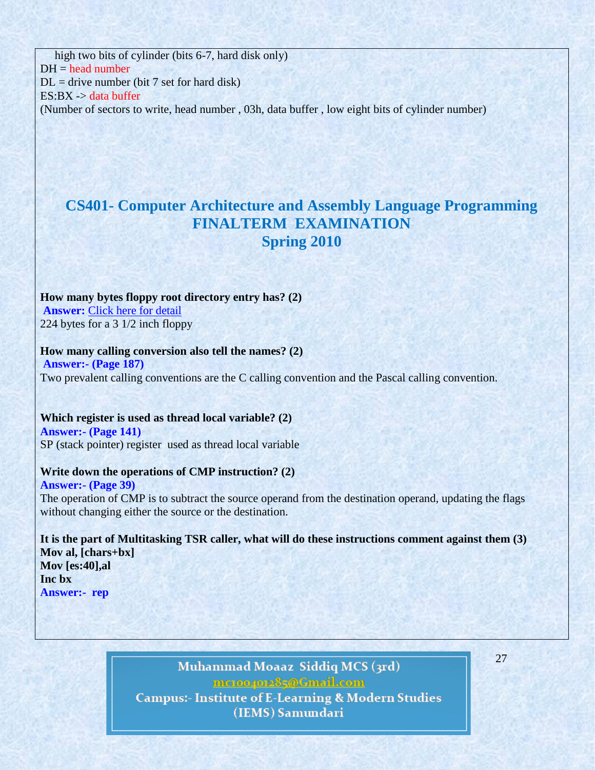high two bits of cylinder (bits 6-7, hard disk only)
DH = head number
DL = drive number (bit 7 set for hard disk)
ES:BX -> data buffer
(Number of sectors to write, head number , 03h, data buffer , low eight bits of cylinder number)

# CS401- Computer Architecture and Assembly Language Programming
## FINALTERM EXAMINATION
## Spring 2010

**How many bytes floppy root directory entry has? (2)**
**Answer:** Click here for detail
224 bytes for a 3 1/2 inch floppy

**How many calling conversion also tell the names? (2)**
**Answer:- (Page 187)**
Two prevalent calling conventions are the C calling convention and the Pascal calling convention.

**Which register is used as thread local variable? (2)**
**Answer:- (Page 141)**
SP (stack pointer) register used as thread local variable

**Write down the operations of CMP instruction? (2)**
**Answer:- (Page 39)**
The operation of CMP is to subtract the source operand from the destination operand, updating the flags without changing either the source or the destination.

**It is the part of Multitasking TSR caller, what will do these instructions comment against them (3)**

```
Mov al, [chars+bx]
Mov [es:40],al
Inc bx
```

**Answer:- rep**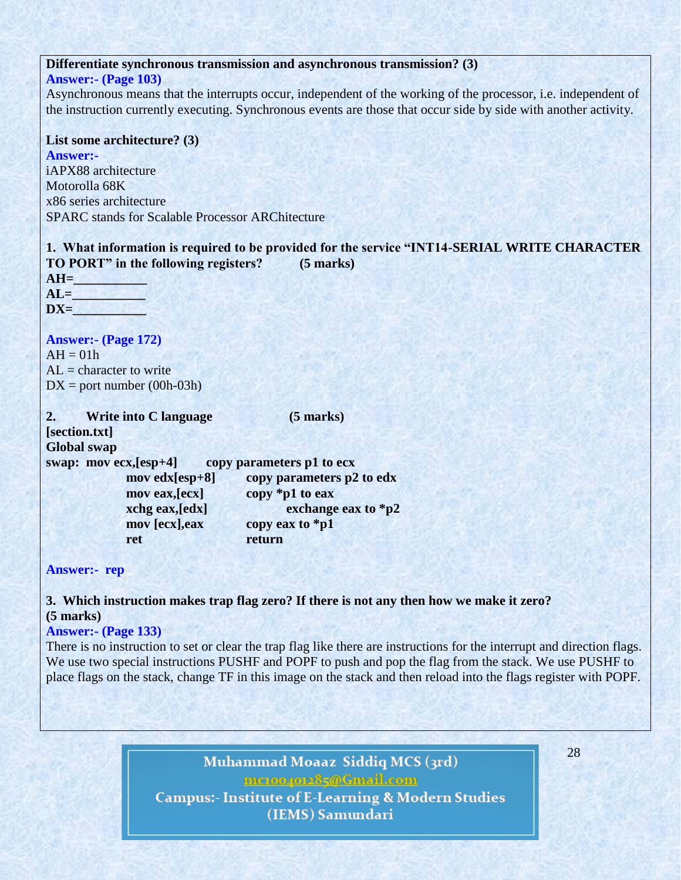**Differentiate synchronous transmission and asynchronous transmission? (3)**

**Answer:- (Page 103)**

Asynchronous means that the interrupts occur, independent of the working of the processor, i.e. independent of the instruction currently executing. Synchronous events are those that occur side by side with another activity.

**List some architecture? (3)**

**Answer:-**

iAPX88 architecture
Motorolla 68K
x86 series architecture
SPARC stands for Scalable Processor ARChitecture

**1. What information is required to be provided for the service "INT14-SERIAL WRITE CHARACTER TO PORT" in the following registers? (5 marks)**

**AH=___________**
**AL=___________**
**DX=___________**

**Answer:- (Page 172)**

AH = 01h
AL = character to write
DX = port number (00h-03h)

**2. Write into C language (5 marks)**

```
[section.txt]
Global swap
swap:  mov ecx,[esp+4]     copy parameters p1 to ecx
       mov edx[esp+8]      copy parameters p2 to edx
       mov eax,[ecx]       copy *p1 to eax
       xchg eax,[edx]      exchange eax to *p2
       mov [ecx],eax       copy eax to *p1
       ret                 return
```

**Answer:- rep**

**3. Which instruction makes trap flag zero? If there is not any then how we make it zero? (5 marks)**

**Answer:- (Page 133)**

There is no instruction to set or clear the trap flag like there are instructions for the interrupt and direction flags. We use two special instructions PUSHF and POPF to push and pop the flag from the stack. We use PUSHF to place flags on the stack, change TF in this image on the stack and then reload into the flags register with POPF.

Muhammad Moaaz Siddiq MCS (3rd)
mc100401285@Gmail.com
Campus:- Institute of E-Learning & Modern Studies
(IEMS) Samundari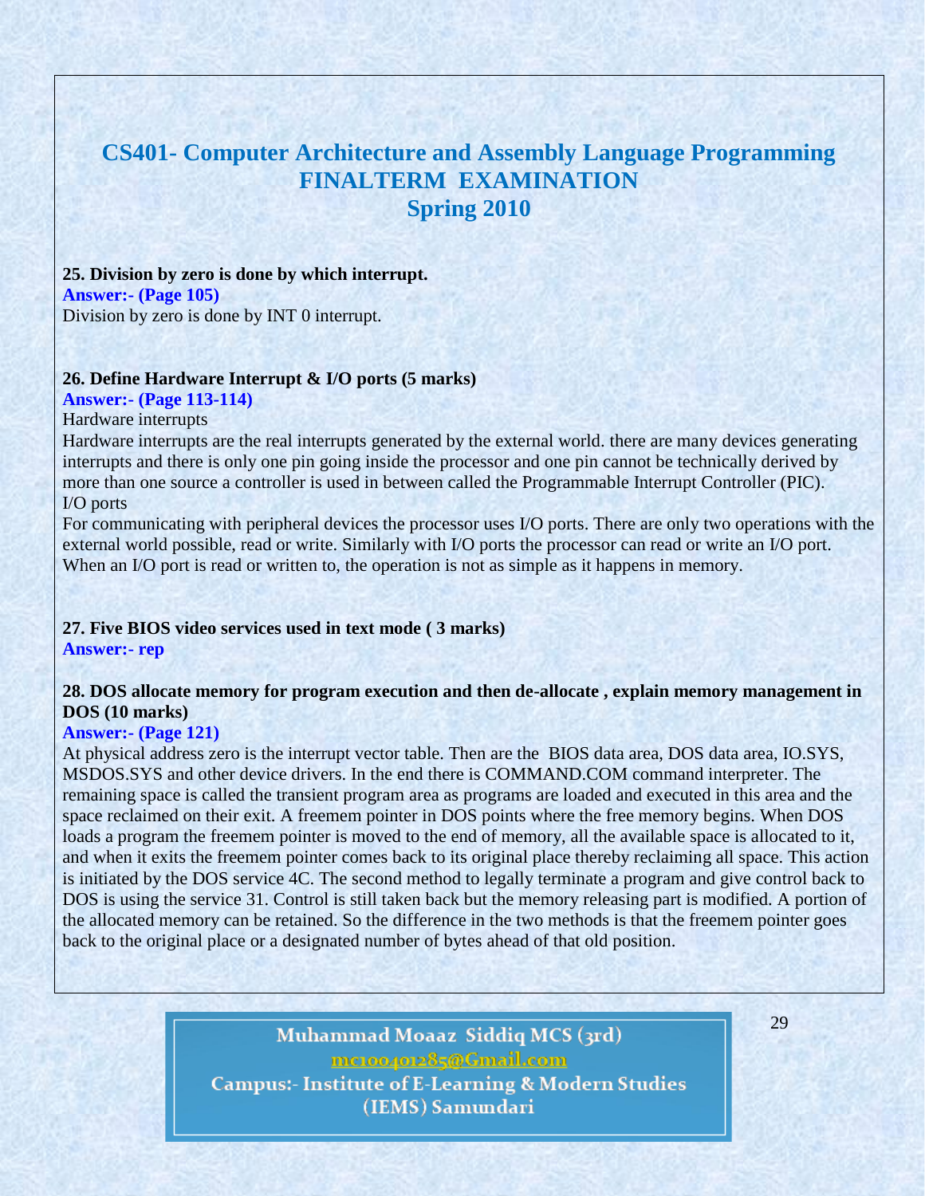# CS401- Computer Architecture and Assembly Language Programming
## FINALTERM EXAMINATION
## Spring 2010

**25. Division by zero is done by which interrupt.**

**Answer:- (Page 105)**

Division by zero is done by INT 0 interrupt.

**26. Define Hardware Interrupt & I/O ports (5 marks)**

**Answer:- (Page 113-114)**

Hardware interrupts

Hardware interrupts are the real interrupts generated by the external world. there are many devices generating interrupts and there is only one pin going inside the processor and one pin cannot be technically derived by more than one source a controller is used in between called the Programmable Interrupt Controller (PIC).

I/O ports

For communicating with peripheral devices the processor uses I/O ports. There are only two operations with the external world possible, read or write. Similarly with I/O ports the processor can read or write an I/O port. When an I/O port is read or written to, the operation is not as simple as it happens in memory.

**27. Five BIOS video services used in text mode ( 3 marks)**

**Answer:- rep**

**28. DOS allocate memory for program execution and then de-allocate , explain memory management in DOS (10 marks)**

**Answer:- (Page 121)**

At physical address zero is the interrupt vector table. Then are the BIOS data area, DOS data area, IO.SYS, MSDOS.SYS and other device drivers. In the end there is COMMAND.COM command interpreter. The remaining space is called the transient program area as programs are loaded and executed in this area and the space reclaimed on their exit. A freemem pointer in DOS points where the free memory begins. When DOS loads a program the freemem pointer is moved to the end of memory, all the available space is allocated to it, and when it exits the freemem pointer comes back to its original place thereby reclaiming all space. This action is initiated by the DOS service 4C. The second method to legally terminate a program and give control back to DOS is using the service 31. Control is still taken back but the memory releasing part is modified. A portion of the allocated memory can be retained. So the difference in the two methods is that the freemem pointer goes back to the original place or a designated number of bytes ahead of that old position.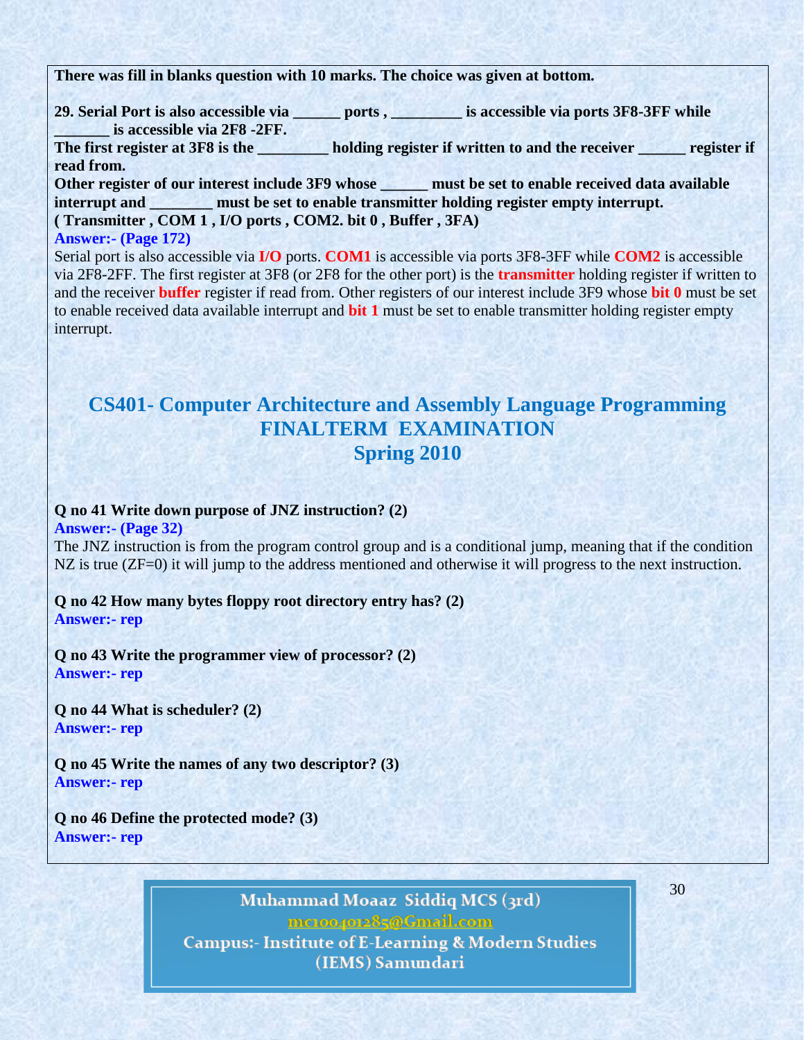**There was fill in blanks question with 10 marks. The choice was given at bottom.**

**29. Serial Port is also accessible via ______ ports , _________ is accessible via ports 3F8-3FF while _______ is accessible via 2F8 -2FF.**
**The first register at 3F8 is the _________ holding register if written to and the receiver ______ register if read from.**
**Other register of our interest include 3F9 whose ______ must be set to enable received data available interrupt and ________ must be set to enable transmitter holding register empty interrupt.**
**( Transmitter , COM 1 , I/O ports , COM2. bit 0 , Buffer , 3FA)**

**Answer:- (Page 172)**

Serial port is also accessible via **I/O** ports. **COM1** is accessible via ports 3F8-3FF while **COM2** is accessible via 2F8-2FF. The first register at 3F8 (or 2F8 for the other port) is the **transmitter** holding register if written to and the receiver **buffer** register if read from. Other registers of our interest include 3F9 whose **bit 0** must be set to enable received data available interrupt and **bit 1** must be set to enable transmitter holding register empty interrupt.

# CS401- Computer Architecture and Assembly Language Programming
## FINALTERM EXAMINATION
## Spring 2010

**Q no 41 Write down purpose of JNZ instruction? (2)**

**Answer:- (Page 32)**

The JNZ instruction is from the program control group and is a conditional jump, meaning that if the condition NZ is true (ZF=0) it will jump to the address mentioned and otherwise it will progress to the next instruction.

**Q no 42 How many bytes floppy root directory entry has? (2)**

**Answer:- rep**

**Q no 43 Write the programmer view of processor? (2)**

**Answer:- rep**

**Q no 44 What is scheduler? (2)**

**Answer:- rep**

**Q no 45 Write the names of any two descriptor? (3)**

**Answer:- rep**

**Q no 46 Define the protected mode? (3)**

**Answer:- rep**

Muhammad Moaaz Siddiq MCS (3rd)
mc100401285@Gmail.com
Campus:- Institute of E-Learning & Modern Studies
(IEMS) Samundari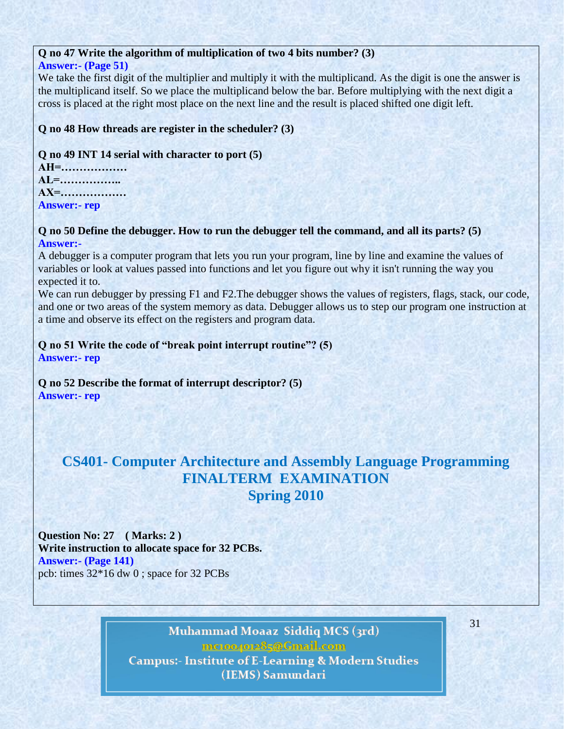**Q no 47 Write the algorithm of multiplication of two 4 bits number? (3)**
**Answer:- (Page 51)**
We take the first digit of the multiplier and multiply it with the multiplicand. As the digit is one the answer is the multiplicand itself. So we place the multiplicand below the bar. Before multiplying with the next digit a cross is placed at the right most place on the next line and the result is placed shifted one digit left.

**Q no 48 How threads are register in the scheduler? (3)**

**Q no 49 INT 14 serial with character to port (5)**
**AH=………………**
**AL=……………..**
**AX=………………**
**Answer:- rep**

**Q no 50 Define the debugger. How to run the debugger tell the command, and all its parts? (5)**
**Answer:-**
A debugger is a computer program that lets you run your program, line by line and examine the values of variables or look at values passed into functions and let you figure out why it isn't running the way you expected it to.
We can run debugger by pressing F1 and F2.The debugger shows the values of registers, flags, stack, our code, and one or two areas of the system memory as data. Debugger allows us to step our program one instruction at a time and observe its effect on the registers and program data.

**Q no 51 Write the code of "break point interrupt routine"? (5)**
**Answer:- rep**

**Q no 52 Describe the format of interrupt descriptor? (5)**
**Answer:- rep**

## CS401- Computer Architecture and Assembly Language Programming FINALTERM EXAMINATION Spring 2010

**Question No: 27 ( Marks: 2 )**
**Write instruction to allocate space for 32 PCBs.**
**Answer:- (Page 141)**
pcb: times 32*16 dw 0 ; space for 32 PCBs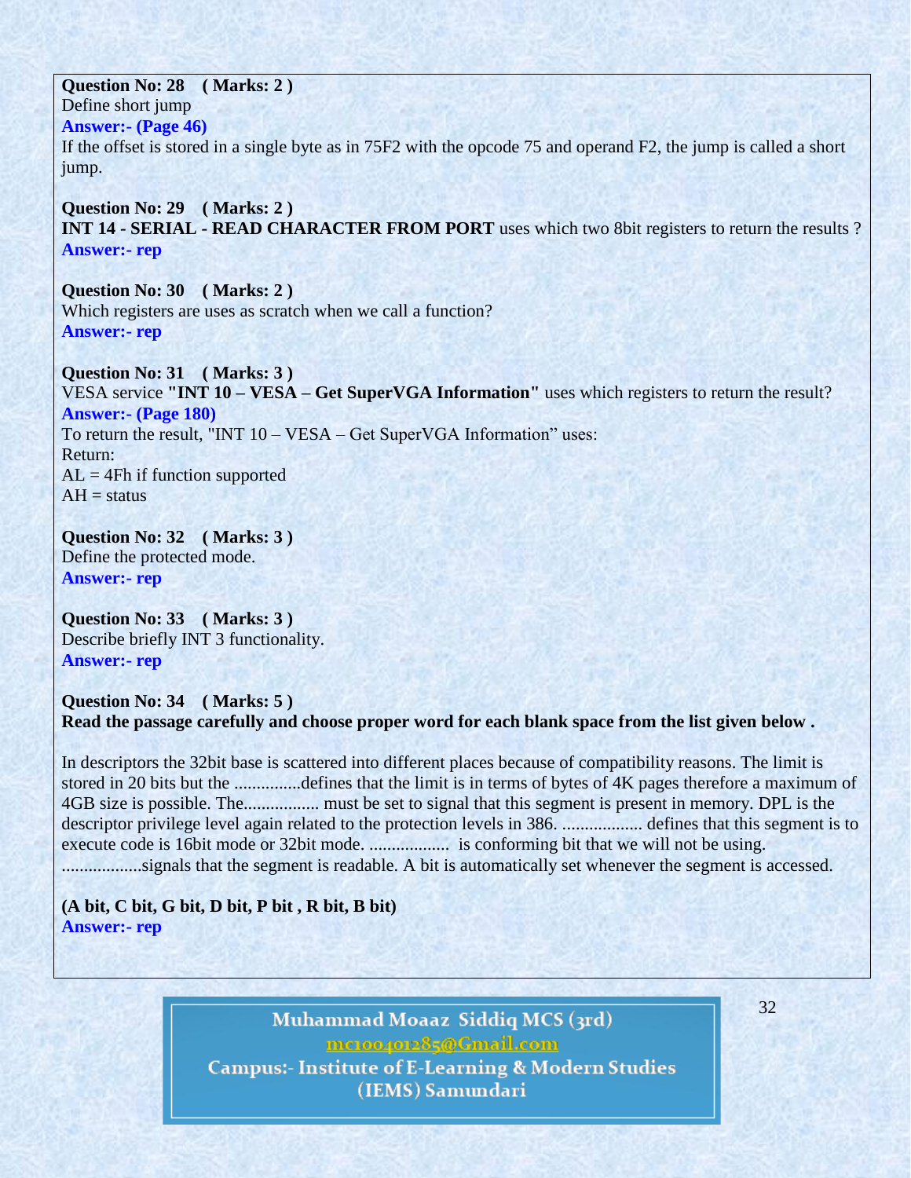**Question No: 28 ( Marks: 2 )**
Define short jump
**Answer:- (Page 46)**
If the offset is stored in a single byte as in 75F2 with the opcode 75 and operand F2, the jump is called a short jump.

**Question No: 29 ( Marks: 2 )**
**INT 14 - SERIAL - READ CHARACTER FROM PORT** uses which two 8bit registers to return the results ?
**Answer:- rep**

**Question No: 30 ( Marks: 2 )**
Which registers are uses as scratch when we call a function?
**Answer:- rep**

**Question No: 31 ( Marks: 3 )**
VESA service **"INT 10 – VESA – Get SuperVGA Information"** uses which registers to return the result?
**Answer:- (Page 180)**
To return the result, "INT 10 – VESA – Get SuperVGA Information" uses:
Return:
AL = 4Fh if function supported
AH = status

**Question No: 32 ( Marks: 3 )**
Define the protected mode.
**Answer:- rep**

**Question No: 33 ( Marks: 3 )**
Describe briefly INT 3 functionality.
**Answer:- rep**

**Question No: 34 ( Marks: 5 )**
**Read the passage carefully and choose proper word for each blank space from the list given below .**

In descriptors the 32bit base is scattered into different places because of compatibility reasons. The limit is stored in 20 bits but the ...............defines that the limit is in terms of bytes of 4K pages therefore a maximum of 4GB size is possible. The................. must be set to signal that this segment is present in memory. DPL is the descriptor privilege level again related to the protection levels in 386. .................. defines that this segment is to execute code is 16bit mode or 32bit mode. .................. is conforming bit that we will not be using. ..................signals that the segment is readable. A bit is automatically set whenever the segment is accessed.

**(A bit, C bit, G bit, D bit, P bit , R bit, B bit)**
**Answer:- rep**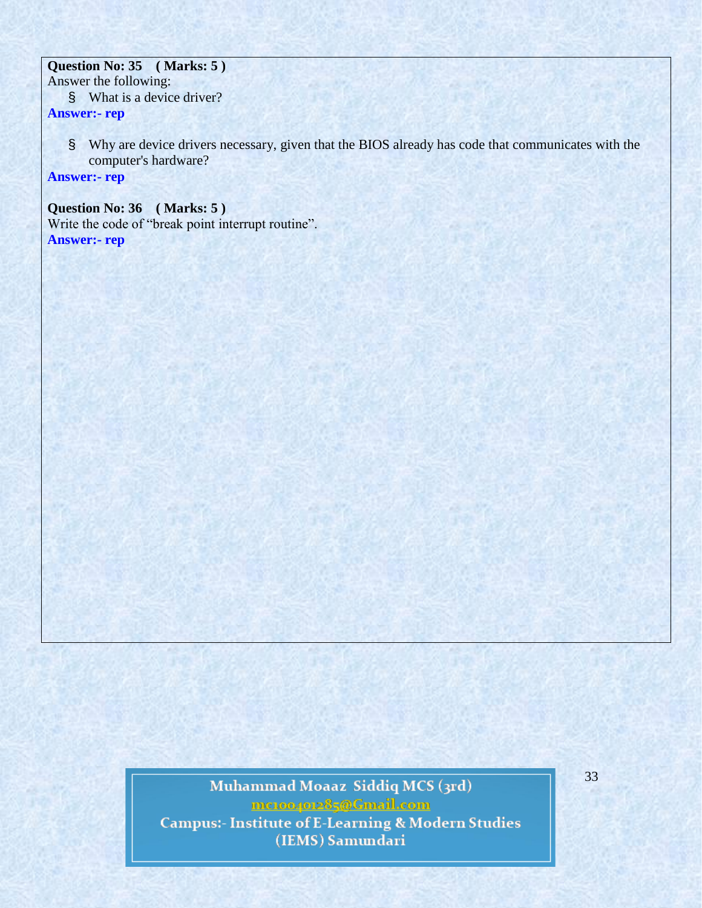**Question No: 35 ( Marks: 5 )**

Answer the following:

- What is a device driver?

**Answer:- rep**

- Why are device drivers necessary, given that the BIOS already has code that communicates with the computer's hardware?

**Answer:- rep**

**Question No: 36 ( Marks: 5 )**

Write the code of "break point interrupt routine".

**Answer:- rep**